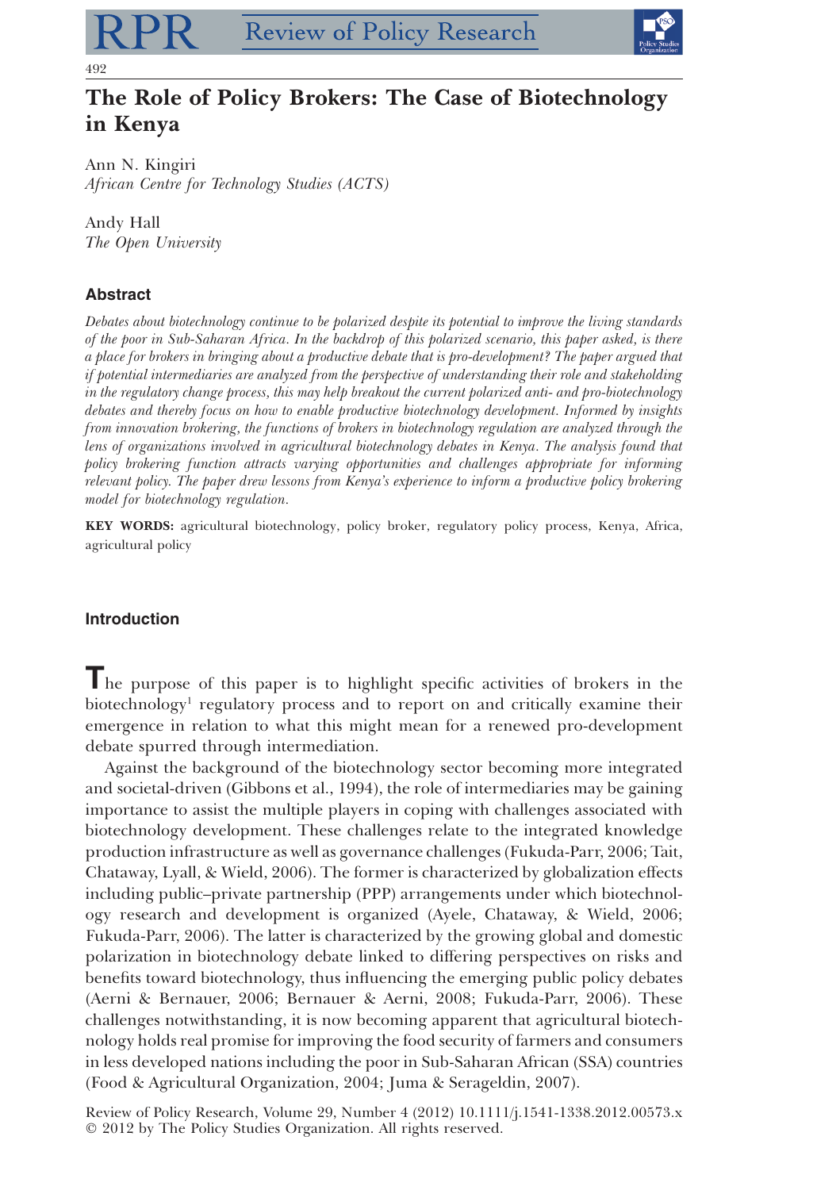# The Role of Policy Brokers: The Case of Biotechnology in Kenya

Ann N. Kingiri
*African Centre for Technology Studies (ACTS)*

Andy Hall
*The Open University*

### Abstract

*Debates about biotechnology continue to be polarized despite its potential to improve the living standards of the poor in Sub-Saharan Africa. In the backdrop of this polarized scenario, this paper asked, is there a place for brokers in bringing about a productive debate that is pro-development? The paper argued that if potential intermediaries are analyzed from the perspective of understanding their role and stakeholding in the regulatory change process, this may help breakout the current polarized anti- and pro-biotechnology debates and thereby focus on how to enable productive biotechnology development. Informed by insights from innovation brokering, the functions of brokers in biotechnology regulation are analyzed through the lens of organizations involved in agricultural biotechnology debates in Kenya. The analysis found that policy brokering function attracts varying opportunities and challenges appropriate for informing relevant policy. The paper drew lessons from Kenya's experience to inform a productive policy brokering model for biotechnology regulation.*

**KEY WORDS:** agricultural biotechnology, policy broker, regulatory policy process, Kenya, Africa, agricultural policy

### Introduction

The purpose of this paper is to highlight specific activities of brokers in the biotechnology[1] regulatory process and to report on and critically examine their emergence in relation to what this might mean for a renewed pro-development debate spurred through intermediation.

Against the background of the biotechnology sector becoming more integrated and societal-driven (Gibbons et al., 1994), the role of intermediaries may be gaining importance to assist the multiple players in coping with challenges associated with biotechnology development. These challenges relate to the integrated knowledge production infrastructure as well as governance challenges (Fukuda-Parr, 2006; Tait, Chataway, Lyall, & Wield, 2006). The former is characterized by globalization effects including public–private partnership (PPP) arrangements under which biotechnology research and development is organized (Ayele, Chataway, & Wield, 2006; Fukuda-Parr, 2006). The latter is characterized by the growing global and domestic polarization in biotechnology debate linked to differing perspectives on risks and benefits toward biotechnology, thus influencing the emerging public policy debates (Aerni & Bernauer, 2006; Bernauer & Aerni, 2008; Fukuda-Parr, 2006). These challenges notwithstanding, it is now becoming apparent that agricultural biotechnology holds real promise for improving the food security of farmers and consumers in less developed nations including the poor in Sub-Saharan African (SSA) countries (Food & Agricultural Organization, 2004; Juma & Serageldin, 2007).

Review of Policy Research, Volume 29, Number 4 (2012) 10.1111/j.1541-1338.2012.00573.x
© 2012 by The Policy Studies Organization. All rights reserved.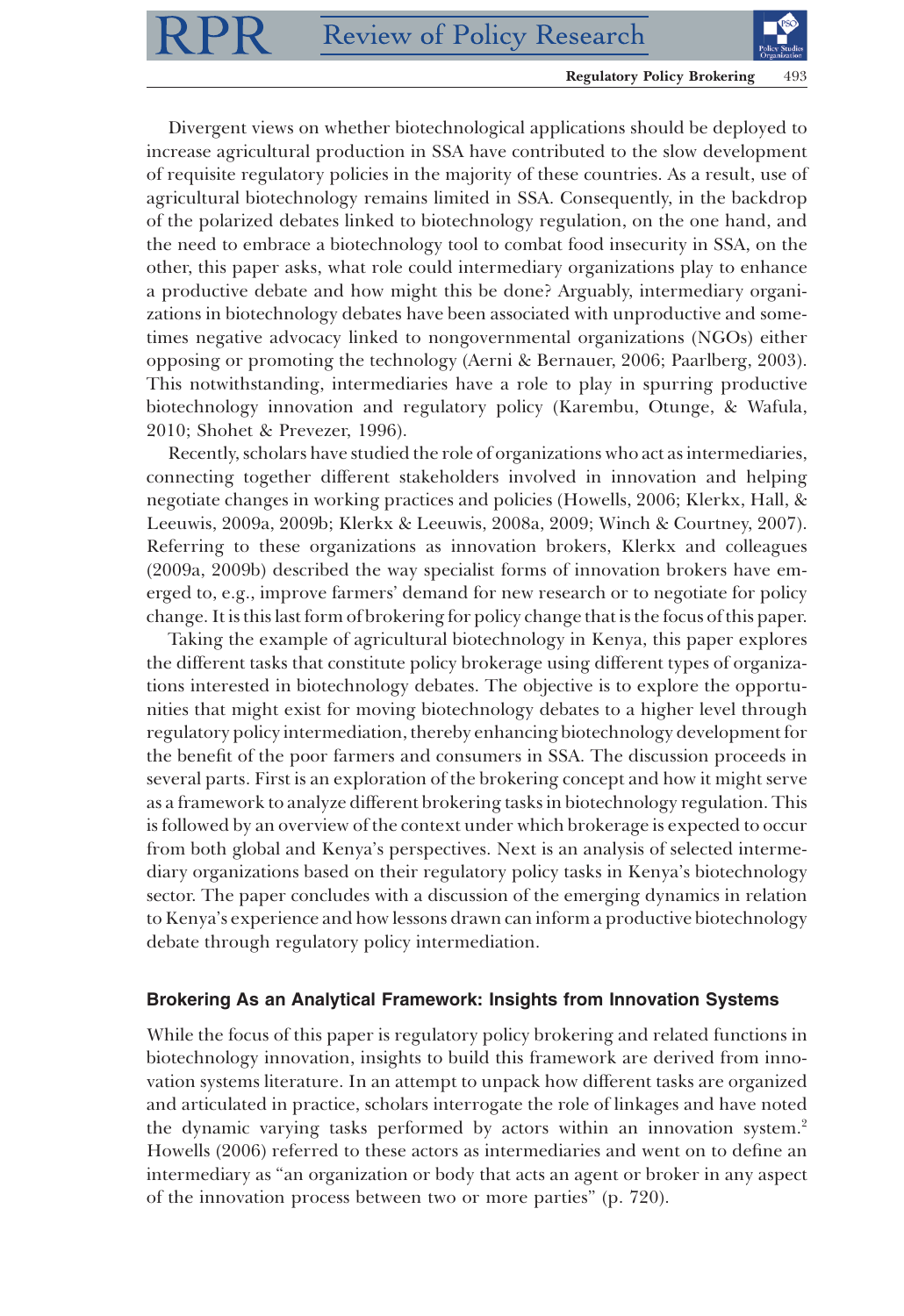Divergent views on whether biotechnological applications should be deployed to increase agricultural production in SSA have contributed to the slow development of requisite regulatory policies in the majority of these countries. As a result, use of agricultural biotechnology remains limited in SSA. Consequently, in the backdrop of the polarized debates linked to biotechnology regulation, on the one hand, and the need to embrace a biotechnology tool to combat food insecurity in SSA, on the other, this paper asks, what role could intermediary organizations play to enhance a productive debate and how might this be done? Arguably, intermediary organizations in biotechnology debates have been associated with unproductive and sometimes negative advocacy linked to nongovernmental organizations (NGOs) either opposing or promoting the technology (Aerni & Bernauer, 2006; Paarlberg, 2003). This notwithstanding, intermediaries have a role to play in spurring productive biotechnology innovation and regulatory policy (Karembu, Otunge, & Wafula, 2010; Shohet & Prevezer, 1996).

Recently, scholars have studied the role of organizations who act as intermediaries, connecting together different stakeholders involved in innovation and helping negotiate changes in working practices and policies (Howells, 2006; Klerkx, Hall, & Leeuwis, 2009a, 2009b; Klerkx & Leeuwis, 2008a, 2009; Winch & Courtney, 2007). Referring to these organizations as innovation brokers, Klerkx and colleagues (2009a, 2009b) described the way specialist forms of innovation brokers have emerged to, e.g., improve farmers' demand for new research or to negotiate for policy change. It is this last form of brokering for policy change that is the focus of this paper.

Taking the example of agricultural biotechnology in Kenya, this paper explores the different tasks that constitute policy brokerage using different types of organizations interested in biotechnology debates. The objective is to explore the opportunities that might exist for moving biotechnology debates to a higher level through regulatory policy intermediation, thereby enhancing biotechnology development for the benefit of the poor farmers and consumers in SSA. The discussion proceeds in several parts. First is an exploration of the brokering concept and how it might serve as a framework to analyze different brokering tasks in biotechnology regulation. This is followed by an overview of the context under which brokerage is expected to occur from both global and Kenya's perspectives. Next is an analysis of selected intermediary organizations based on their regulatory policy tasks in Kenya's biotechnology sector. The paper concludes with a discussion of the emerging dynamics in relation to Kenya's experience and how lessons drawn can inform a productive biotechnology debate through regulatory policy intermediation.

## Brokering As an Analytical Framework: Insights from Innovation Systems

While the focus of this paper is regulatory policy brokering and related functions in biotechnology innovation, insights to build this framework are derived from innovation systems literature. In an attempt to unpack how different tasks are organized and articulated in practice, scholars interrogate the role of linkages and have noted the dynamic varying tasks performed by actors within an innovation system.[2] Howells (2006) referred to these actors as intermediaries and went on to define an intermediary as "an organization or body that acts an agent or broker in any aspect of the innovation process between two or more parties" (p. 720).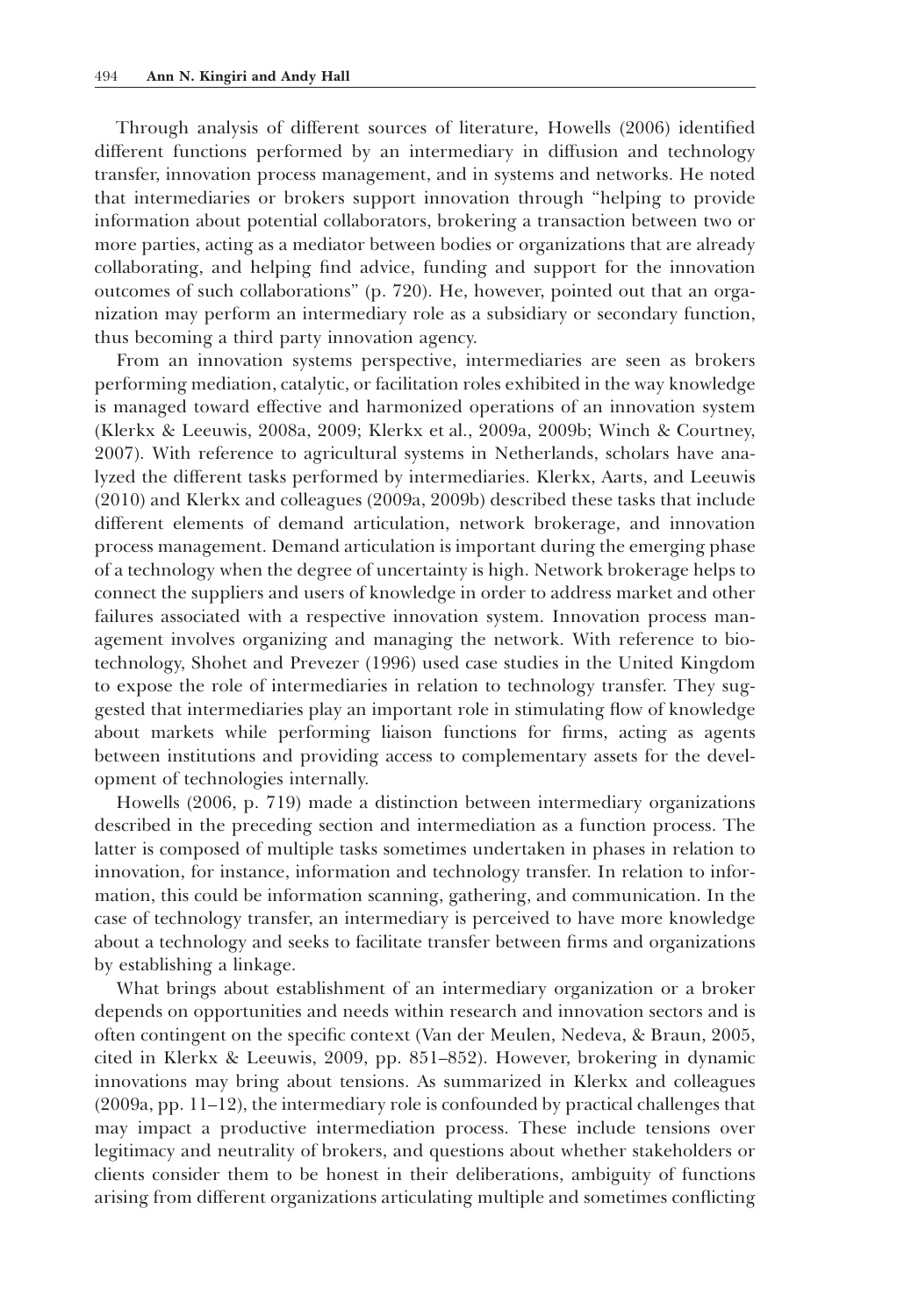Through analysis of different sources of literature, Howells (2006) identified different functions performed by an intermediary in diffusion and technology transfer, innovation process management, and in systems and networks. He noted that intermediaries or brokers support innovation through "helping to provide information about potential collaborators, brokering a transaction between two or more parties, acting as a mediator between bodies or organizations that are already collaborating, and helping find advice, funding and support for the innovation outcomes of such collaborations" (p. 720). He, however, pointed out that an organization may perform an intermediary role as a subsidiary or secondary function, thus becoming a third party innovation agency.

From an innovation systems perspective, intermediaries are seen as brokers performing mediation, catalytic, or facilitation roles exhibited in the way knowledge is managed toward effective and harmonized operations of an innovation system (Klerkx & Leeuwis, 2008a, 2009; Klerkx et al., 2009a, 2009b; Winch & Courtney, 2007). With reference to agricultural systems in Netherlands, scholars have analyzed the different tasks performed by intermediaries. Klerkx, Aarts, and Leeuwis (2010) and Klerkx and colleagues (2009a, 2009b) described these tasks that include different elements of demand articulation, network brokerage, and innovation process management. Demand articulation is important during the emerging phase of a technology when the degree of uncertainty is high. Network brokerage helps to connect the suppliers and users of knowledge in order to address market and other failures associated with a respective innovation system. Innovation process management involves organizing and managing the network. With reference to biotechnology, Shohet and Prevezer (1996) used case studies in the United Kingdom to expose the role of intermediaries in relation to technology transfer. They suggested that intermediaries play an important role in stimulating flow of knowledge about markets while performing liaison functions for firms, acting as agents between institutions and providing access to complementary assets for the development of technologies internally.

Howells (2006, p. 719) made a distinction between intermediary organizations described in the preceding section and intermediation as a function process. The latter is composed of multiple tasks sometimes undertaken in phases in relation to innovation, for instance, information and technology transfer. In relation to information, this could be information scanning, gathering, and communication. In the case of technology transfer, an intermediary is perceived to have more knowledge about a technology and seeks to facilitate transfer between firms and organizations by establishing a linkage.

What brings about establishment of an intermediary organization or a broker depends on opportunities and needs within research and innovation sectors and is often contingent on the specific context (Van der Meulen, Nedeva, & Braun, 2005, cited in Klerkx & Leeuwis, 2009, pp. 851–852). However, brokering in dynamic innovations may bring about tensions. As summarized in Klerkx and colleagues (2009a, pp. 11–12), the intermediary role is confounded by practical challenges that may impact a productive intermediation process. These include tensions over legitimacy and neutrality of brokers, and questions about whether stakeholders or clients consider them to be honest in their deliberations, ambiguity of functions arising from different organizations articulating multiple and sometimes conflicting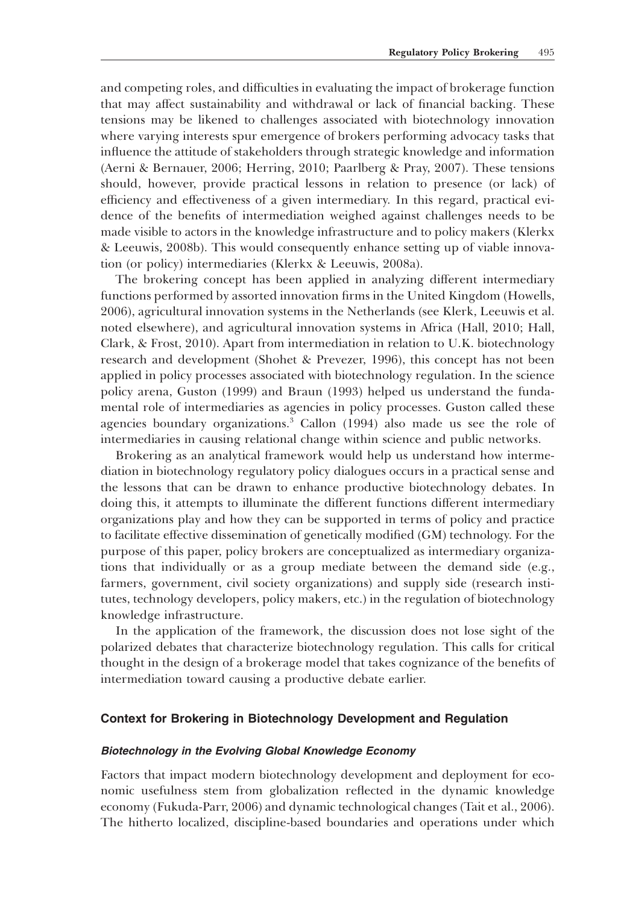and competing roles, and difficulties in evaluating the impact of brokerage function that may affect sustainability and withdrawal or lack of financial backing. These tensions may be likened to challenges associated with biotechnology innovation where varying interests spur emergence of brokers performing advocacy tasks that influence the attitude of stakeholders through strategic knowledge and information (Aerni & Bernauer, 2006; Herring, 2010; Paarlberg & Pray, 2007). These tensions should, however, provide practical lessons in relation to presence (or lack) of efficiency and effectiveness of a given intermediary. In this regard, practical evidence of the benefits of intermediation weighed against challenges needs to be made visible to actors in the knowledge infrastructure and to policy makers (Klerkx & Leeuwis, 2008b). This would consequently enhance setting up of viable innovation (or policy) intermediaries (Klerkx & Leeuwis, 2008a).

The brokering concept has been applied in analyzing different intermediary functions performed by assorted innovation firms in the United Kingdom (Howells, 2006), agricultural innovation systems in the Netherlands (see Klerk, Leeuwis et al. noted elsewhere), and agricultural innovation systems in Africa (Hall, 2010; Hall, Clark, & Frost, 2010). Apart from intermediation in relation to U.K. biotechnology research and development (Shohet & Prevezer, 1996), this concept has not been applied in policy processes associated with biotechnology regulation. In the science policy arena, Guston (1999) and Braun (1993) helped us understand the fundamental role of intermediaries as agencies in policy processes. Guston called these agencies boundary organizations.[3] Callon (1994) also made us see the role of intermediaries in causing relational change within science and public networks.

Brokering as an analytical framework would help us understand how intermediation in biotechnology regulatory policy dialogues occurs in a practical sense and the lessons that can be drawn to enhance productive biotechnology debates. In doing this, it attempts to illuminate the different functions different intermediary organizations play and how they can be supported in terms of policy and practice to facilitate effective dissemination of genetically modified (GM) technology. For the purpose of this paper, policy brokers are conceptualized as intermediary organizations that individually or as a group mediate between the demand side (e.g., farmers, government, civil society organizations) and supply side (research institutes, technology developers, policy makers, etc.) in the regulation of biotechnology knowledge infrastructure.

In the application of the framework, the discussion does not lose sight of the polarized debates that characterize biotechnology regulation. This calls for critical thought in the design of a brokerage model that takes cognizance of the benefits of intermediation toward causing a productive debate earlier.

## Context for Brokering in Biotechnology Development and Regulation

### *Biotechnology in the Evolving Global Knowledge Economy*

Factors that impact modern biotechnology development and deployment for economic usefulness stem from globalization reflected in the dynamic knowledge economy (Fukuda-Parr, 2006) and dynamic technological changes (Tait et al., 2006). The hitherto localized, discipline-based boundaries and operations under which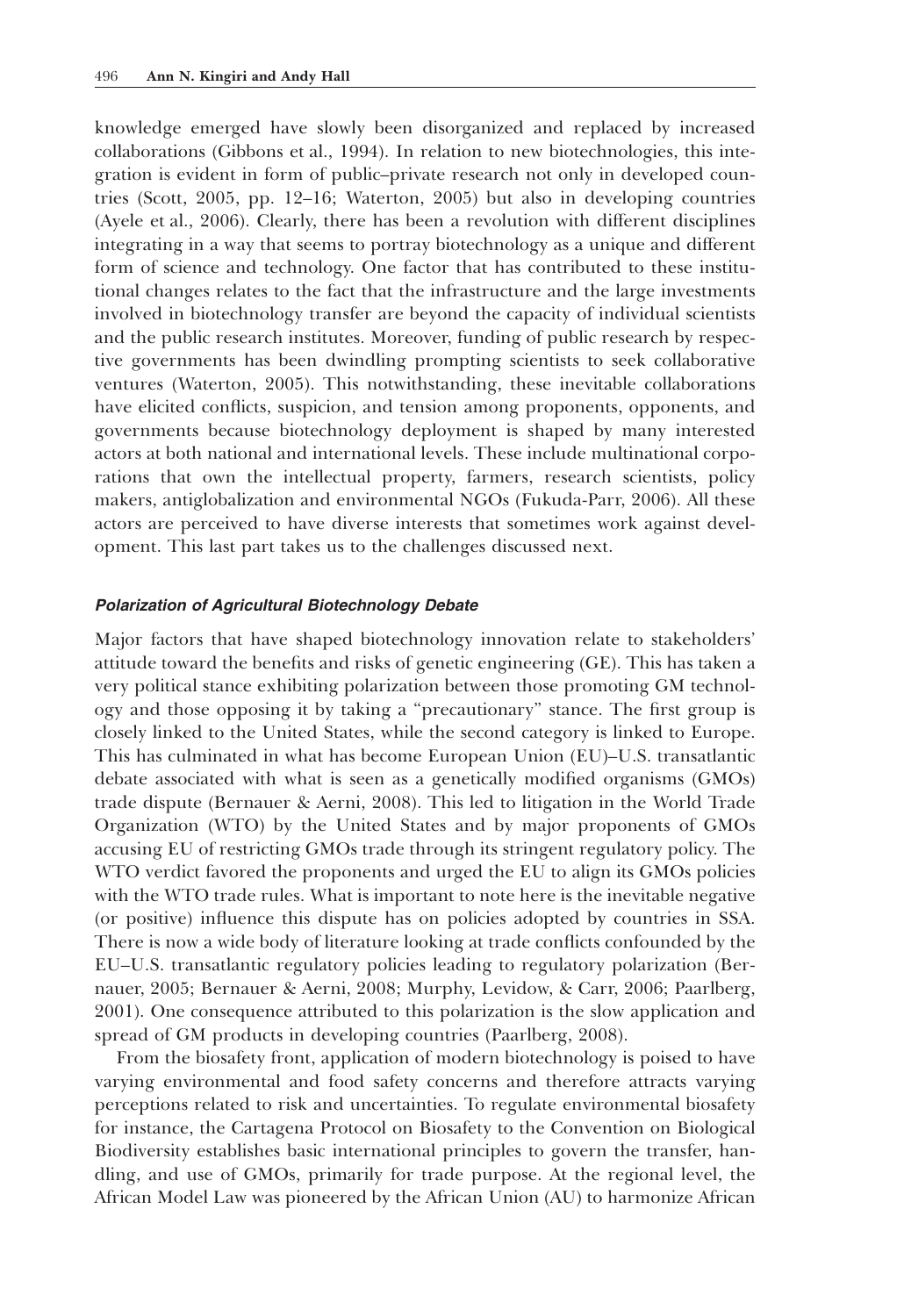knowledge emerged have slowly been disorganized and replaced by increased collaborations (Gibbons et al., 1994). In relation to new biotechnologies, this integration is evident in form of public–private research not only in developed countries (Scott, 2005, pp. 12–16; Waterton, 2005) but also in developing countries (Ayele et al., 2006). Clearly, there has been a revolution with different disciplines integrating in a way that seems to portray biotechnology as a unique and different form of science and technology. One factor that has contributed to these institutional changes relates to the fact that the infrastructure and the large investments involved in biotechnology transfer are beyond the capacity of individual scientists and the public research institutes. Moreover, funding of public research by respective governments has been dwindling prompting scientists to seek collaborative ventures (Waterton, 2005). This notwithstanding, these inevitable collaborations have elicited conflicts, suspicion, and tension among proponents, opponents, and governments because biotechnology deployment is shaped by many interested actors at both national and international levels. These include multinational corporations that own the intellectual property, farmers, research scientists, policy makers, antiglobalization and environmental NGOs (Fukuda-Parr, 2006). All these actors are perceived to have diverse interests that sometimes work against development. This last part takes us to the challenges discussed next.

#### *Polarization of Agricultural Biotechnology Debate*

Major factors that have shaped biotechnology innovation relate to stakeholders' attitude toward the benefits and risks of genetic engineering (GE). This has taken a very political stance exhibiting polarization between those promoting GM technology and those opposing it by taking a "precautionary" stance. The first group is closely linked to the United States, while the second category is linked to Europe. This has culminated in what has become European Union (EU)–U.S. transatlantic debate associated with what is seen as a genetically modified organisms (GMOs) trade dispute (Bernauer & Aerni, 2008). This led to litigation in the World Trade Organization (WTO) by the United States and by major proponents of GMOs accusing EU of restricting GMOs trade through its stringent regulatory policy. The WTO verdict favored the proponents and urged the EU to align its GMOs policies with the WTO trade rules. What is important to note here is the inevitable negative (or positive) influence this dispute has on policies adopted by countries in SSA. There is now a wide body of literature looking at trade conflicts confounded by the EU–U.S. transatlantic regulatory policies leading to regulatory polarization (Bernauer, 2005; Bernauer & Aerni, 2008; Murphy, Levidow, & Carr, 2006; Paarlberg, 2001). One consequence attributed to this polarization is the slow application and spread of GM products in developing countries (Paarlberg, 2008).

From the biosafety front, application of modern biotechnology is poised to have varying environmental and food safety concerns and therefore attracts varying perceptions related to risk and uncertainties. To regulate environmental biosafety for instance, the Cartagena Protocol on Biosafety to the Convention on Biological Biodiversity establishes basic international principles to govern the transfer, handling, and use of GMOs, primarily for trade purpose. At the regional level, the African Model Law was pioneered by the African Union (AU) to harmonize African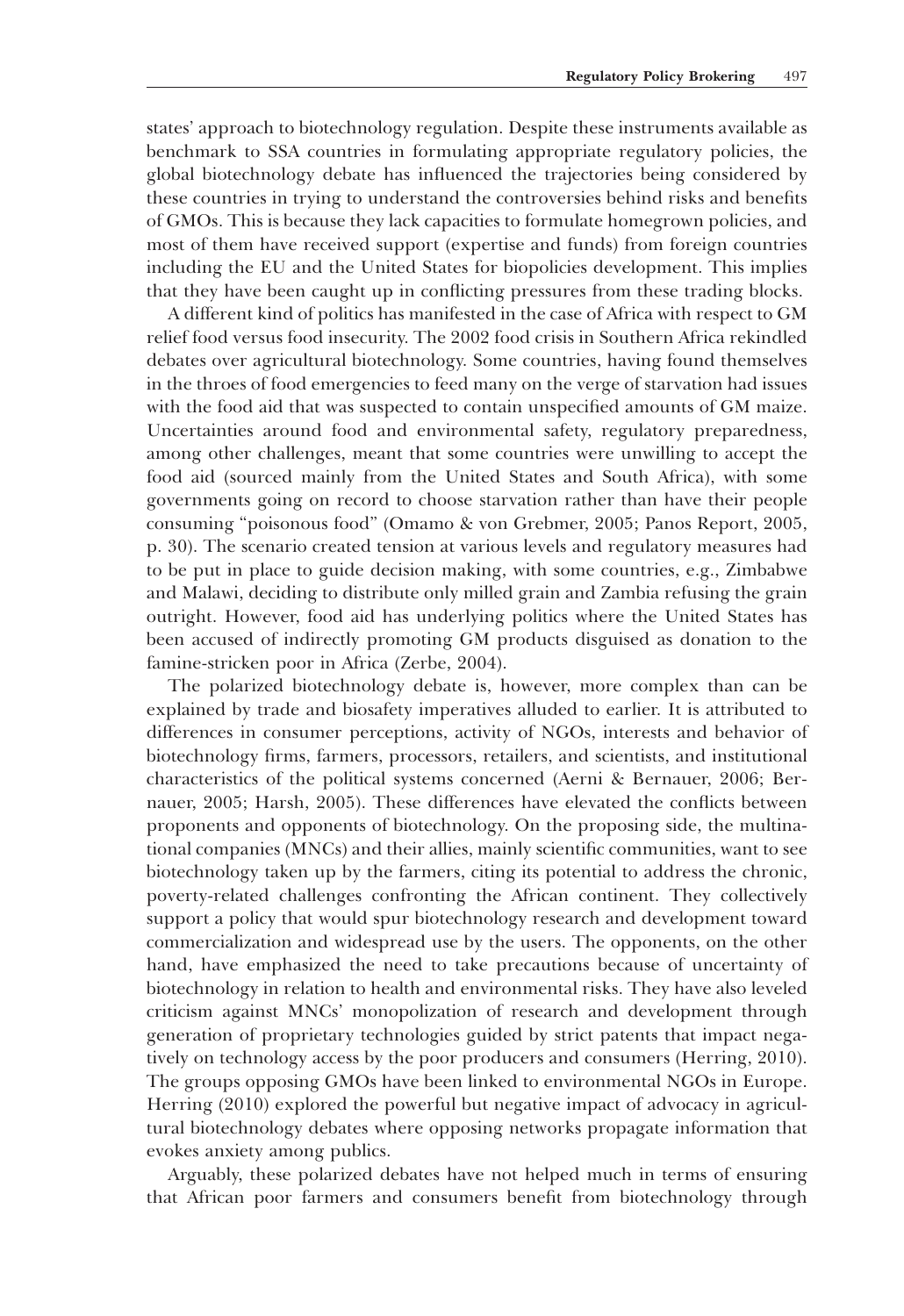states' approach to biotechnology regulation. Despite these instruments available as benchmark to SSA countries in formulating appropriate regulatory policies, the global biotechnology debate has influenced the trajectories being considered by these countries in trying to understand the controversies behind risks and benefits of GMOs. This is because they lack capacities to formulate homegrown policies, and most of them have received support (expertise and funds) from foreign countries including the EU and the United States for biopolicies development. This implies that they have been caught up in conflicting pressures from these trading blocks.

A different kind of politics has manifested in the case of Africa with respect to GM relief food versus food insecurity. The 2002 food crisis in Southern Africa rekindled debates over agricultural biotechnology. Some countries, having found themselves in the throes of food emergencies to feed many on the verge of starvation had issues with the food aid that was suspected to contain unspecified amounts of GM maize. Uncertainties around food and environmental safety, regulatory preparedness, among other challenges, meant that some countries were unwilling to accept the food aid (sourced mainly from the United States and South Africa), with some governments going on record to choose starvation rather than have their people consuming "poisonous food" (Omamo & von Grebmer, 2005; Panos Report, 2005, p. 30). The scenario created tension at various levels and regulatory measures had to be put in place to guide decision making, with some countries, e.g., Zimbabwe and Malawi, deciding to distribute only milled grain and Zambia refusing the grain outright. However, food aid has underlying politics where the United States has been accused of indirectly promoting GM products disguised as donation to the famine-stricken poor in Africa (Zerbe, 2004).

The polarized biotechnology debate is, however, more complex than can be explained by trade and biosafety imperatives alluded to earlier. It is attributed to differences in consumer perceptions, activity of NGOs, interests and behavior of biotechnology firms, farmers, processors, retailers, and scientists, and institutional characteristics of the political systems concerned (Aerni & Bernauer, 2006; Bernauer, 2005; Harsh, 2005). These differences have elevated the conflicts between proponents and opponents of biotechnology. On the proposing side, the multinational companies (MNCs) and their allies, mainly scientific communities, want to see biotechnology taken up by the farmers, citing its potential to address the chronic, poverty-related challenges confronting the African continent. They collectively support a policy that would spur biotechnology research and development toward commercialization and widespread use by the users. The opponents, on the other hand, have emphasized the need to take precautions because of uncertainty of biotechnology in relation to health and environmental risks. They have also leveled criticism against MNCs' monopolization of research and development through generation of proprietary technologies guided by strict patents that impact negatively on technology access by the poor producers and consumers (Herring, 2010). The groups opposing GMOs have been linked to environmental NGOs in Europe. Herring (2010) explored the powerful but negative impact of advocacy in agricultural biotechnology debates where opposing networks propagate information that evokes anxiety among publics.

Arguably, these polarized debates have not helped much in terms of ensuring that African poor farmers and consumers benefit from biotechnology through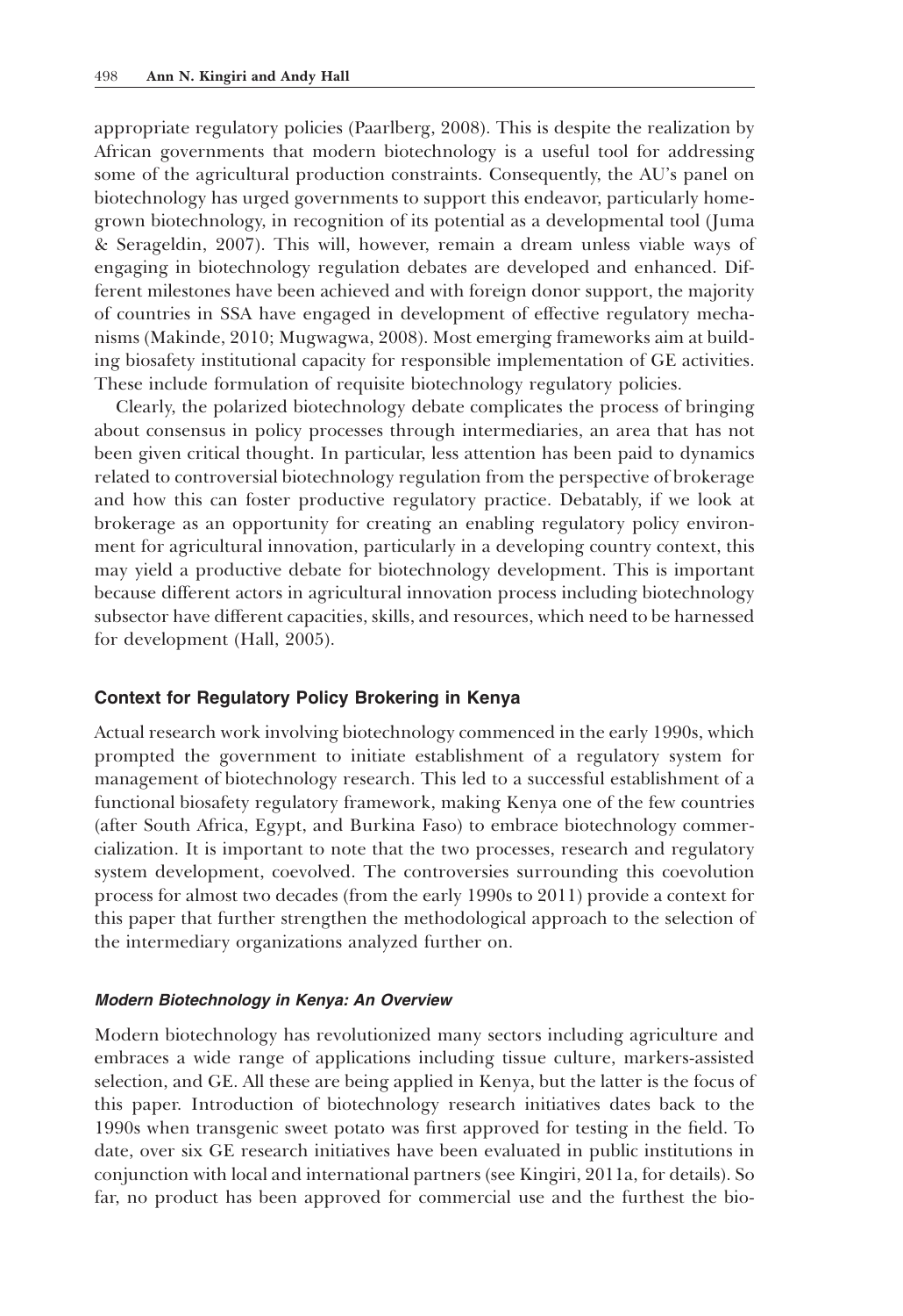appropriate regulatory policies (Paarlberg, 2008). This is despite the realization by African governments that modern biotechnology is a useful tool for addressing some of the agricultural production constraints. Consequently, the AU's panel on biotechnology has urged governments to support this endeavor, particularly homegrown biotechnology, in recognition of its potential as a developmental tool (Juma & Serageldin, 2007). This will, however, remain a dream unless viable ways of engaging in biotechnology regulation debates are developed and enhanced. Different milestones have been achieved and with foreign donor support, the majority of countries in SSA have engaged in development of effective regulatory mechanisms (Makinde, 2010; Mugwagwa, 2008). Most emerging frameworks aim at building biosafety institutional capacity for responsible implementation of GE activities. These include formulation of requisite biotechnology regulatory policies.

Clearly, the polarized biotechnology debate complicates the process of bringing about consensus in policy processes through intermediaries, an area that has not been given critical thought. In particular, less attention has been paid to dynamics related to controversial biotechnology regulation from the perspective of brokerage and how this can foster productive regulatory practice. Debatably, if we look at brokerage as an opportunity for creating an enabling regulatory policy environment for agricultural innovation, particularly in a developing country context, this may yield a productive debate for biotechnology development. This is important because different actors in agricultural innovation process including biotechnology subsector have different capacities, skills, and resources, which need to be harnessed for development (Hall, 2005).

## Context for Regulatory Policy Brokering in Kenya

Actual research work involving biotechnology commenced in the early 1990s, which prompted the government to initiate establishment of a regulatory system for management of biotechnology research. This led to a successful establishment of a functional biosafety regulatory framework, making Kenya one of the few countries (after South Africa, Egypt, and Burkina Faso) to embrace biotechnology commercialization. It is important to note that the two processes, research and regulatory system development, coevolved. The controversies surrounding this coevolution process for almost two decades (from the early 1990s to 2011) provide a context for this paper that further strengthen the methodological approach to the selection of the intermediary organizations analyzed further on.

### *Modern Biotechnology in Kenya: An Overview*

Modern biotechnology has revolutionized many sectors including agriculture and embraces a wide range of applications including tissue culture, markers-assisted selection, and GE. All these are being applied in Kenya, but the latter is the focus of this paper. Introduction of biotechnology research initiatives dates back to the 1990s when transgenic sweet potato was first approved for testing in the field. To date, over six GE research initiatives have been evaluated in public institutions in conjunction with local and international partners (see Kingiri, 2011a, for details). So far, no product has been approved for commercial use and the furthest the bio-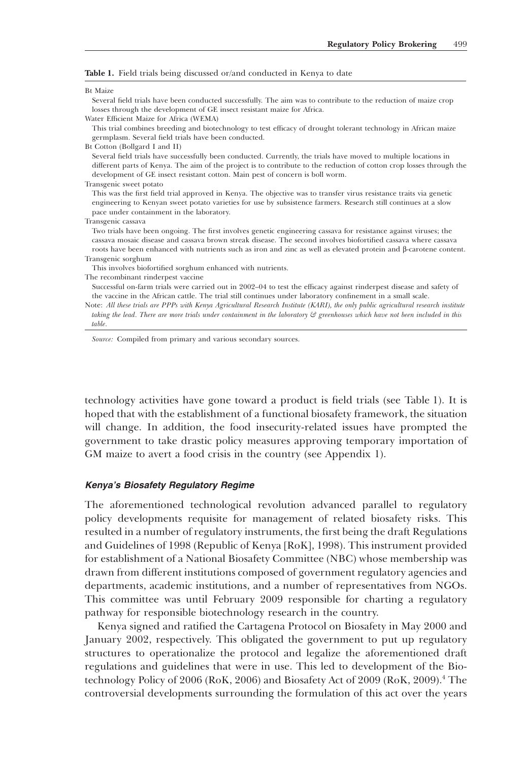**Table 1.** Field trials being discussed or/and conducted in Kenya to date

Bt Maize

Several field trials have been conducted successfully. The aim was to contribute to the reduction of maize crop losses through the development of GE insect resistant maize for Africa.

Water Efficient Maize for Africa (WEMA)

This trial combines breeding and biotechnology to test efficacy of drought tolerant technology in African maize germplasm. Several field trials have been conducted.

Bt Cotton (Bollgard I and II)

Several field trials have successfully been conducted. Currently, the trials have moved to multiple locations in different parts of Kenya. The aim of the project is to contribute to the reduction of cotton crop losses through the development of GE insect resistant cotton. Main pest of concern is boll worm.

Transgenic sweet potato

This was the first field trial approved in Kenya. The objective was to transfer virus resistance traits via genetic engineering to Kenyan sweet potato varieties for use by subsistence farmers. Research still continues at a slow pace under containment in the laboratory.

Transgenic cassava

Two trials have been ongoing. The first involves genetic engineering cassava for resistance against viruses; the cassava mosaic disease and cassava brown streak disease. The second involves biofortified cassava where cassava roots have been enhanced with nutrients such as iron and zinc as well as elevated protein and β-carotene content.

Transgenic sorghum

This involves biofortified sorghum enhanced with nutrients.

The recombinant rinderpest vaccine

Successful on-farm trials were carried out in 2002–04 to test the efficacy against rinderpest disease and safety of the vaccine in the African cattle. The trial still continues under laboratory confinement in a small scale.

Note: *All these trials are PPPs with Kenya Agricultural Research Institute (KARI), the only public agricultural research institute taking the lead. There are more trials under containment in the laboratory & greenhouses which have not been included in this table.*

*Source:* Compiled from primary and various secondary sources.

technology activities have gone toward a product is field trials (see Table 1). It is hoped that with the establishment of a functional biosafety framework, the situation will change. In addition, the food insecurity-related issues have prompted the government to take drastic policy measures approving temporary importation of GM maize to avert a food crisis in the country (see Appendix 1).

### *Kenya's Biosafety Regulatory Regime*

The aforementioned technological revolution advanced parallel to regulatory policy developments requisite for management of related biosafety risks. This resulted in a number of regulatory instruments, the first being the draft Regulations and Guidelines of 1998 (Republic of Kenya [RoK], 1998). This instrument provided for establishment of a National Biosafety Committee (NBC) whose membership was drawn from different institutions composed of government regulatory agencies and departments, academic institutions, and a number of representatives from NGOs. This committee was until February 2009 responsible for charting a regulatory pathway for responsible biotechnology research in the country.

Kenya signed and ratified the Cartagena Protocol on Biosafety in May 2000 and January 2002, respectively. This obligated the government to put up regulatory structures to operationalize the protocol and legalize the aforementioned draft regulations and guidelines that were in use. This led to development of the Biotechnology Policy of 2006 (RoK, 2006) and Biosafety Act of 2009 (RoK, 2009).[4] The controversial developments surrounding the formulation of this act over the years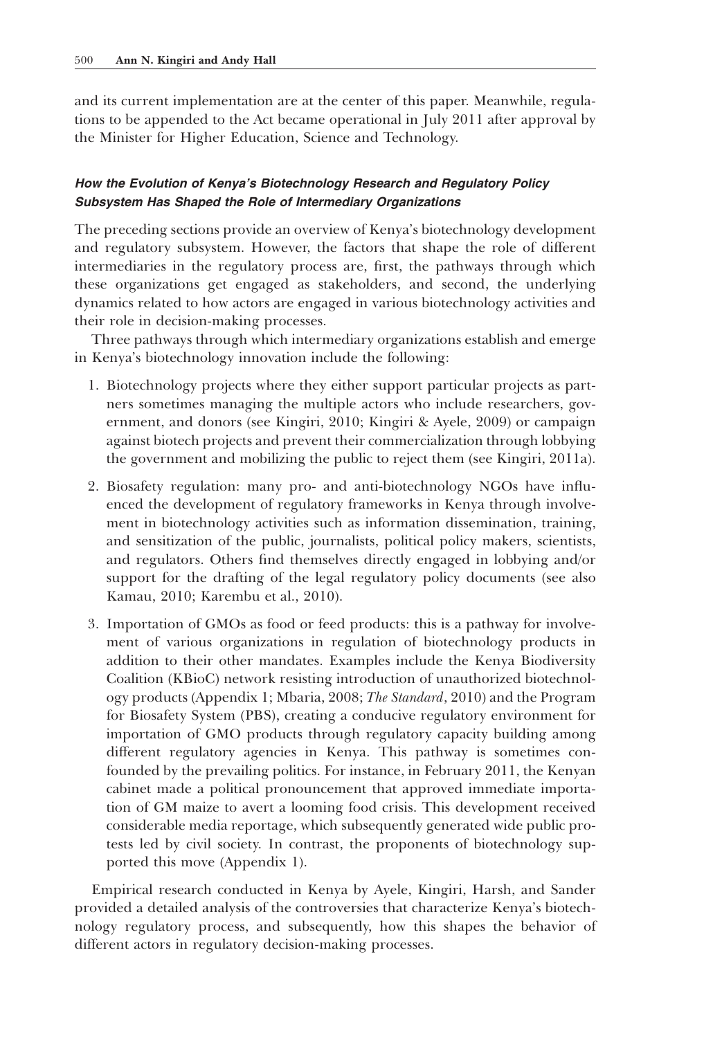and its current implementation are at the center of this paper. Meanwhile, regulations to be appended to the Act became operational in July 2011 after approval by the Minister for Higher Education, Science and Technology.

### *How the Evolution of Kenya's Biotechnology Research and Regulatory Policy Subsystem Has Shaped the Role of Intermediary Organizations*

The preceding sections provide an overview of Kenya's biotechnology development and regulatory subsystem. However, the factors that shape the role of different intermediaries in the regulatory process are, first, the pathways through which these organizations get engaged as stakeholders, and second, the underlying dynamics related to how actors are engaged in various biotechnology activities and their role in decision-making processes.

Three pathways through which intermediary organizations establish and emerge in Kenya's biotechnology innovation include the following:

1. Biotechnology projects where they either support particular projects as partners sometimes managing the multiple actors who include researchers, government, and donors (see Kingiri, 2010; Kingiri & Ayele, 2009) or campaign against biotech projects and prevent their commercialization through lobbying the government and mobilizing the public to reject them (see Kingiri, 2011a).
2. Biosafety regulation: many pro- and anti-biotechnology NGOs have influenced the development of regulatory frameworks in Kenya through involvement in biotechnology activities such as information dissemination, training, and sensitization of the public, journalists, political policy makers, scientists, and regulators. Others find themselves directly engaged in lobbying and/or support for the drafting of the legal regulatory policy documents (see also Kamau, 2010; Karembu et al., 2010).
3. Importation of GMOs as food or feed products: this is a pathway for involvement of various organizations in regulation of biotechnology products in addition to their other mandates. Examples include the Kenya Biodiversity Coalition (KBioC) network resisting introduction of unauthorized biotechnology products (Appendix 1; Mbaria, 2008; *The Standard*, 2010) and the Program for Biosafety System (PBS), creating a conducive regulatory environment for importation of GMO products through regulatory capacity building among different regulatory agencies in Kenya. This pathway is sometimes confounded by the prevailing politics. For instance, in February 2011, the Kenyan cabinet made a political pronouncement that approved immediate importation of GM maize to avert a looming food crisis. This development received considerable media reportage, which subsequently generated wide public protests led by civil society. In contrast, the proponents of biotechnology supported this move (Appendix 1).

Empirical research conducted in Kenya by Ayele, Kingiri, Harsh, and Sander provided a detailed analysis of the controversies that characterize Kenya's biotechnology regulatory process, and subsequently, how this shapes the behavior of different actors in regulatory decision-making processes.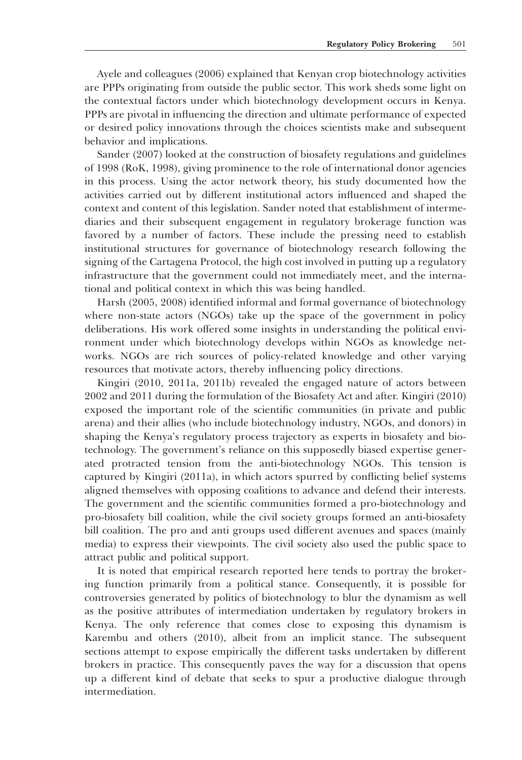Ayele and colleagues (2006) explained that Kenyan crop biotechnology activities are PPPs originating from outside the public sector. This work sheds some light on the contextual factors under which biotechnology development occurs in Kenya. PPPs are pivotal in influencing the direction and ultimate performance of expected or desired policy innovations through the choices scientists make and subsequent behavior and implications.

Sander (2007) looked at the construction of biosafety regulations and guidelines of 1998 (RoK, 1998), giving prominence to the role of international donor agencies in this process. Using the actor network theory, his study documented how the activities carried out by different institutional actors influenced and shaped the context and content of this legislation. Sander noted that establishment of intermediaries and their subsequent engagement in regulatory brokerage function was favored by a number of factors. These include the pressing need to establish institutional structures for governance of biotechnology research following the signing of the Cartagena Protocol, the high cost involved in putting up a regulatory infrastructure that the government could not immediately meet, and the international and political context in which this was being handled.

Harsh (2005, 2008) identified informal and formal governance of biotechnology where non-state actors (NGOs) take up the space of the government in policy deliberations. His work offered some insights in understanding the political environment under which biotechnology develops within NGOs as knowledge networks. NGOs are rich sources of policy-related knowledge and other varying resources that motivate actors, thereby influencing policy directions.

Kingiri (2010, 2011a, 2011b) revealed the engaged nature of actors between 2002 and 2011 during the formulation of the Biosafety Act and after. Kingiri (2010) exposed the important role of the scientific communities (in private and public arena) and their allies (who include biotechnology industry, NGOs, and donors) in shaping the Kenya's regulatory process trajectory as experts in biosafety and biotechnology. The government's reliance on this supposedly biased expertise generated protracted tension from the anti-biotechnology NGOs. This tension is captured by Kingiri (2011a), in which actors spurred by conflicting belief systems aligned themselves with opposing coalitions to advance and defend their interests. The government and the scientific communities formed a pro-biotechnology and pro-biosafety bill coalition, while the civil society groups formed an anti-biosafety bill coalition. The pro and anti groups used different avenues and spaces (mainly media) to express their viewpoints. The civil society also used the public space to attract public and political support.

It is noted that empirical research reported here tends to portray the brokering function primarily from a political stance. Consequently, it is possible for controversies generated by politics of biotechnology to blur the dynamism as well as the positive attributes of intermediation undertaken by regulatory brokers in Kenya. The only reference that comes close to exposing this dynamism is Karembu and others (2010), albeit from an implicit stance. The subsequent sections attempt to expose empirically the different tasks undertaken by different brokers in practice. This consequently paves the way for a discussion that opens up a different kind of debate that seeks to spur a productive dialogue through intermediation.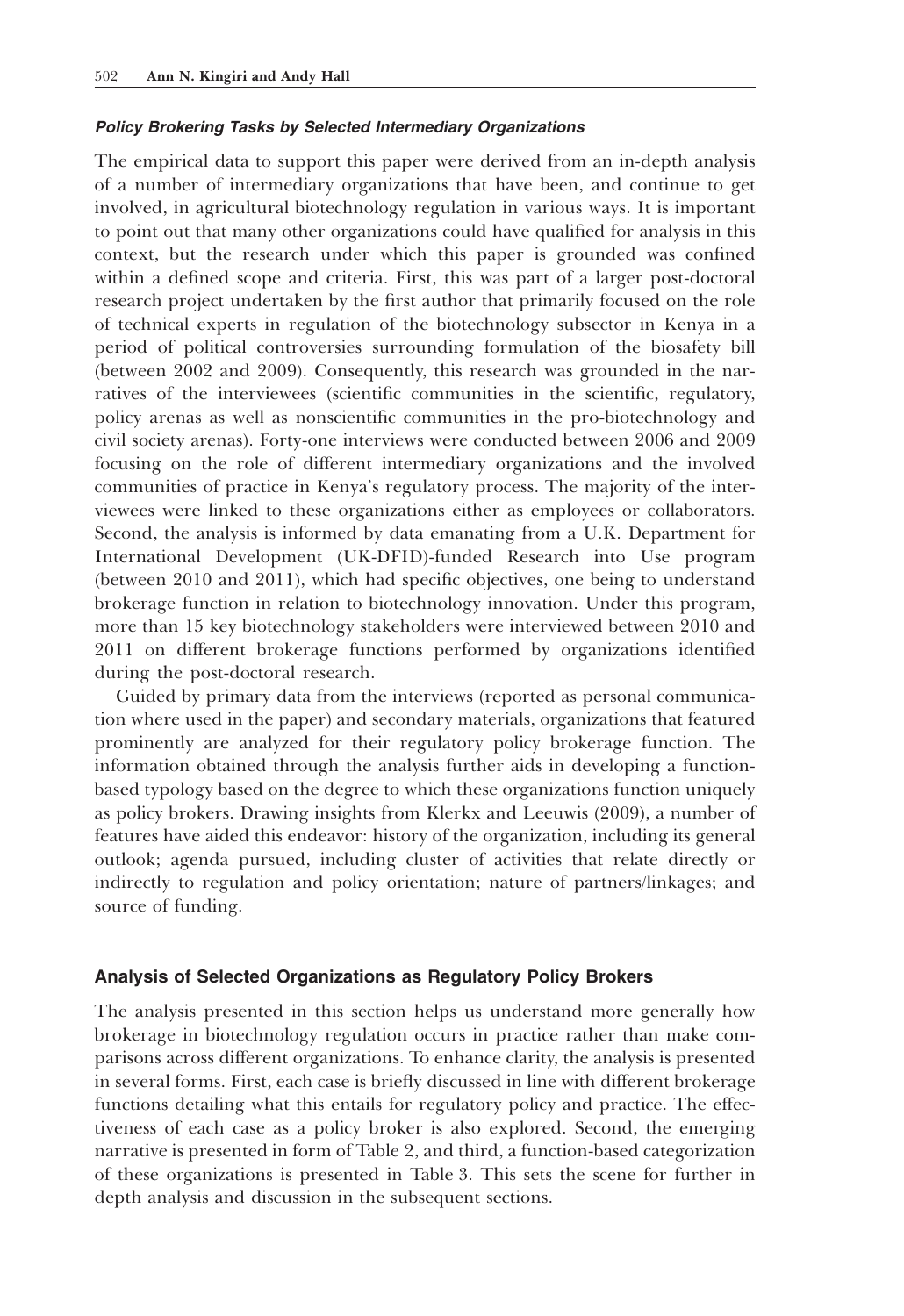#### *Policy Brokering Tasks by Selected Intermediary Organizations*

The empirical data to support this paper were derived from an in-depth analysis of a number of intermediary organizations that have been, and continue to get involved, in agricultural biotechnology regulation in various ways. It is important to point out that many other organizations could have qualified for analysis in this context, but the research under which this paper is grounded was confined within a defined scope and criteria. First, this was part of a larger post-doctoral research project undertaken by the first author that primarily focused on the role of technical experts in regulation of the biotechnology subsector in Kenya in a period of political controversies surrounding formulation of the biosafety bill (between 2002 and 2009). Consequently, this research was grounded in the narratives of the interviewees (scientific communities in the scientific, regulatory, policy arenas as well as nonscientific communities in the pro-biotechnology and civil society arenas). Forty-one interviews were conducted between 2006 and 2009 focusing on the role of different intermediary organizations and the involved communities of practice in Kenya's regulatory process. The majority of the interviewees were linked to these organizations either as employees or collaborators. Second, the analysis is informed by data emanating from a U.K. Department for International Development (UK-DFID)-funded Research into Use program (between 2010 and 2011), which had specific objectives, one being to understand brokerage function in relation to biotechnology innovation. Under this program, more than 15 key biotechnology stakeholders were interviewed between 2010 and 2011 on different brokerage functions performed by organizations identified during the post-doctoral research.

Guided by primary data from the interviews (reported as personal communication where used in the paper) and secondary materials, organizations that featured prominently are analyzed for their regulatory policy brokerage function. The information obtained through the analysis further aids in developing a function-based typology based on the degree to which these organizations function uniquely as policy brokers. Drawing insights from Klerkx and Leeuwis (2009), a number of features have aided this endeavor: history of the organization, including its general outlook; agenda pursued, including cluster of activities that relate directly or indirectly to regulation and policy orientation; nature of partners/linkages; and source of funding.

### Analysis of Selected Organizations as Regulatory Policy Brokers

The analysis presented in this section helps us understand more generally how brokerage in biotechnology regulation occurs in practice rather than make comparisons across different organizations. To enhance clarity, the analysis is presented in several forms. First, each case is briefly discussed in line with different brokerage functions detailing what this entails for regulatory policy and practice. The effectiveness of each case as a policy broker is also explored. Second, the emerging narrative is presented in form of Table 2, and third, a function-based categorization of these organizations is presented in Table 3. This sets the scene for further in depth analysis and discussion in the subsequent sections.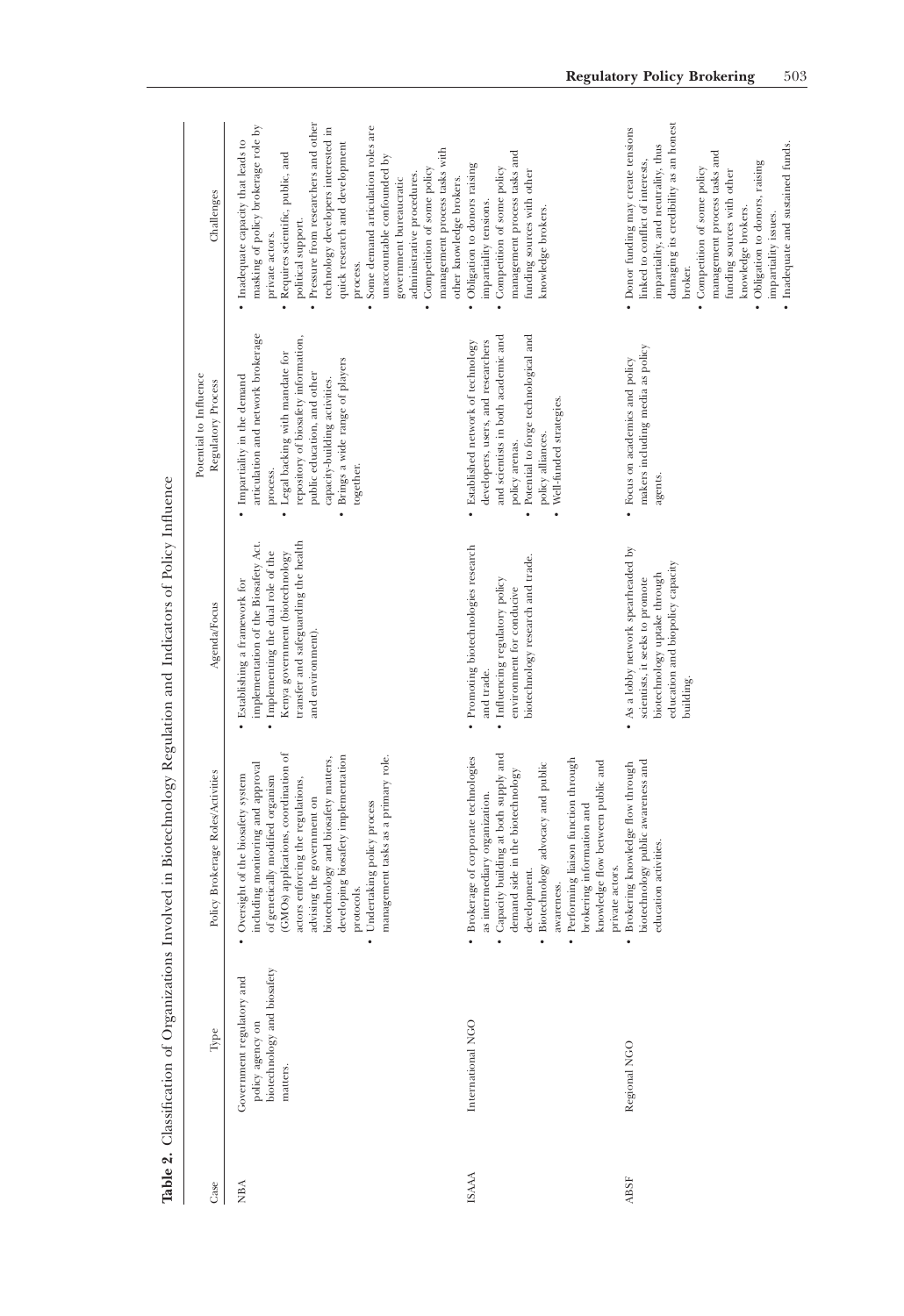**Table 2.** Classification of Organizations Involved in Biotechnology Regulation and Indicators of Policy Influence

| Case | Type | Policy Brokerage Roles/Activities | Agenda/Focus | Potential to Influence Regulatory Process | Challenges |
|---|---|---|---|---|---|
| NBA | Government regulatory and policy agency on biotechnology and biosafety matters. | • Oversight of the biosafety system including monitoring and approval of genetically modified organism (GMOs) applications, coordination of actors enforcing the regulations, advising the government on biotechnology and biosafety matters, developing biosafety implementation protocols. • Undertaking policy process management tasks as a primary role. | • Establishing a framework for implementation of the Biosafety Act. • Implementing the dual role of the Kenya government (biotechnology transfer and safeguarding the health and environment). | • Impartiality in the demand articulation and network brokerage process. • Legal backing with mandate for repository of biosafety information, public education, and other capacity-building activities. • Brings a wide range of players together. | • Inadequate capacity that leads to masking of policy brokerage role by private actors. • Requires scientific, public, and political support. • Pressure from researchers and other technology developers interested in quick research and development process. • Some demand articulation roles are unaccountable confounded by government bureaucratic administrative procedures. • Competition of some policy management process tasks with other knowledge brokers. |
| ISAAA | International NGO | • Brokerage of corporate technologies as intermediary organization. • Capacity building at both supply and demand side in the biotechnology development. • Biotechnology advocacy and public awareness. • Performing liaison function through brokering information and knowledge flow between public and private actors. | • Promoting biotechnologies research and trade. • Influencing regulatory policy environment for conducive biotechnology research and trade. | • Established network of technology developers, users, and researchers and scientists in both academic and policy arenas. • Potential to forge technological and policy alliances. • Well-funded strategies. | • Obligation to donors raising impartiality tensions. • Competition of some policy management process tasks and funding sources with other knowledge brokers. |
| ABSF | Regional NGO | • Brokering knowledge flow through biotechnology public awareness and education activities. | • As a lobby network spearheaded by scientists, it seeks to promote biotechnology uptake through education and biopolicy capacity building. | • Focus on academics and policy makers including media as policy agents. | • Donor funding may create tensions linked to conflict of interests, impartiality, and neutrality, thus damaging its credibility as an honest broker. • Competition of some policy management process tasks and funding sources with other knowledge brokers. • Obligation to donors, raising impartiality issues. • Inadequate and sustained funds. |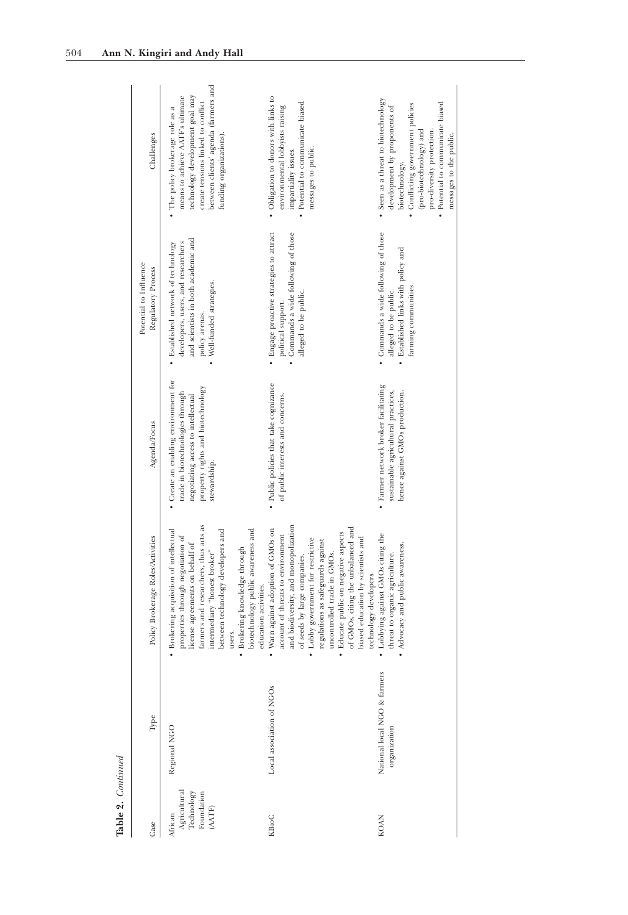**Table 2.** *Continued*

| Case | Type | Policy Brokerage Roles/Activities | Agenda/Focus | Potential to Influence Regulatory Process | Challenges |
|---|---|---|---|---|---|
| African Agricultural Technology Foundation (AATF) | Regional NGO | • Brokering acquisition of intellectual properties through negotiation of license agreements on behalf of farmers and researchers, thus acts as intermediary "honest broker" between technology developers and users.<br>• Brokering knowledge through biotechnology public awareness and education activities. | • Create an enabling environment for trade in biotechnologies through negotiating access to intellectual property rights and biotechnology stewardship. | • Established network of technology developers, users, and researchers and scientists in both academic and policy arenas.<br>• Well-funded strategies. | • The policy brokerage role as a means to achieve AATF's ultimate technology development goal may create tensions linked to conflict between clients' agenda (farmers and funding organizations). |
| KBioC | Local association of NGOs | • Warn against adoption of GMOs on account of threats to environment and biodiversity, and monopolization of seeds by large companies.<br>• Lobby government for restrictive regulations as safeguards against uncontrolled trade in GMOs.<br>• Educate public on negative aspects of GMOs, citing the unbalanced and biased education by scientists and technology developers. | • Public policies that take cognizance of public interests and concerns. | • Engage proactive strategies to attract political support.<br>• Commands a wide following of those alleged to be public. | • Obligation to donors with links to environmental lobbyists raising impartiality issues.<br>• Potential to communicate biased messages to public. |
| KOAN | National local NGO & farmers organization | • Lobbying against GMOs citing the threat to organic agriculture.<br>• Advocacy and public awareness. | • Farmer network broker facilitating sustainable agricultural practices, hence against GMOs production. | • Commands a wide following of those alleged to be public.<br>• Established links with policy and farming communities. | • Seen as a threat to biotechnology development by proponents of biotechnology.<br>• Conflicting government policies (pro-biotechnology) and pro-diversity protection.<br>• Potential to communicate biased messages to the public. |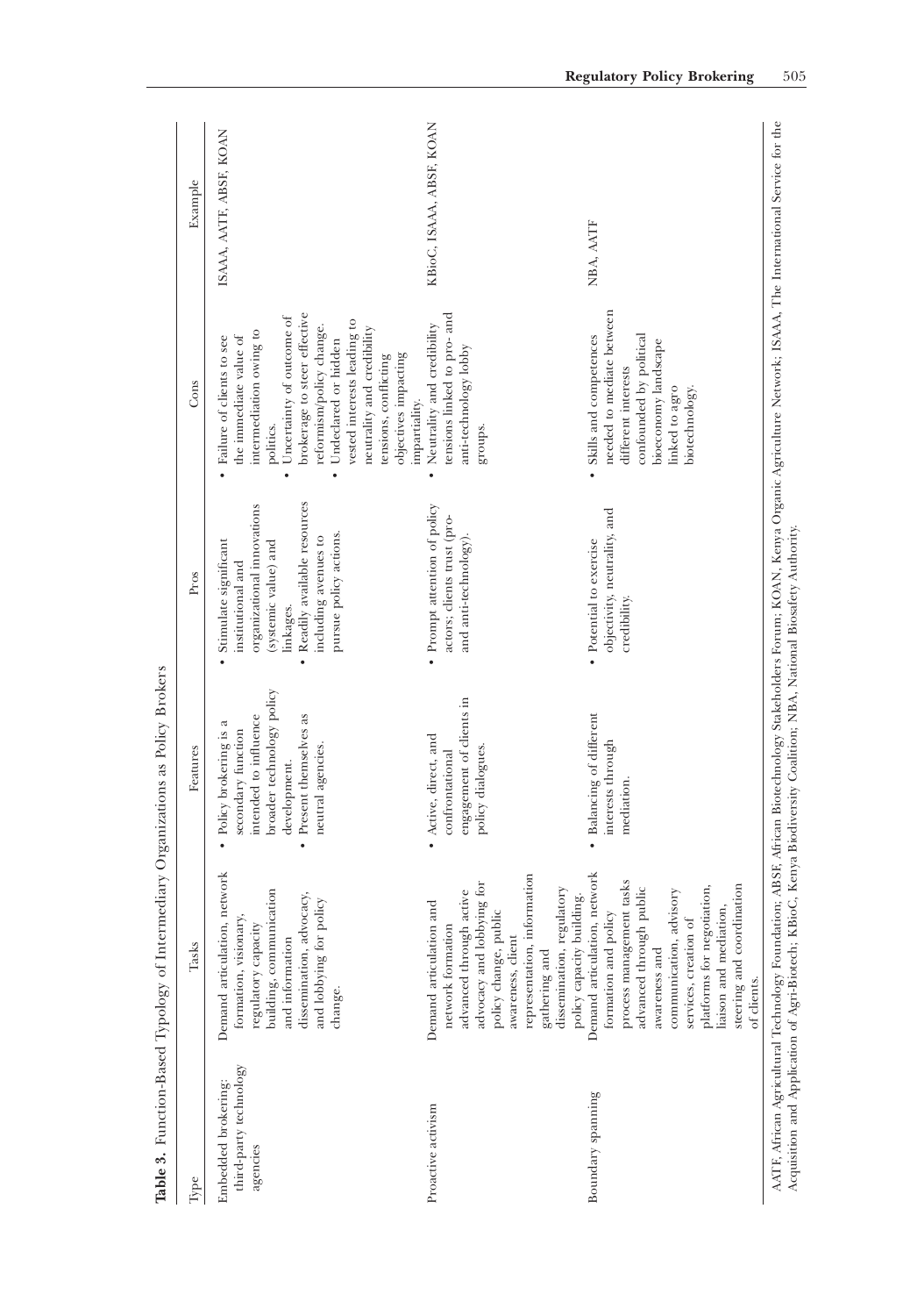**Table 3.** Function-Based Typology of Intermediary Organizations as Policy Brokers

| Type | Tasks | Features | Pros | Cons | Example |
|---|---|---|---|---|---|
| Embedded brokering: third-party technology agencies | Demand articulation, network formation, visionary, regulatory capacity building, communication and information dissemination, advocacy, and lobbying for policy change. | • Policy brokering is a secondary function intended to influence broader technology policy development. • Present themselves as neutral agencies. | • Stimulate significant institutional and organizational innovations (systemic value) and linkages. • Readily available resources including avenues to pursue policy actions. | • Failure of clients to see the immediate value of intermediation owing to politics. • Uncertainty of outcome of brokerage to steer effective reformism/policy change. • Undeclared or hidden vested interests leading to neutrality and credibility tensions, conflicting objectives impacting impartiality. | ISAAA, AATF, ABSF, KOAN |
| Proactive activism | Demand articulation and network formation advanced through active advocacy and lobbying for policy change, public awareness, client representation, information gathering and dissemination, regulatory policy capacity building. | • Active, direct, and confrontational engagement of clients in policy dialogues. | • Prompt attention of policy actors; clients trust (pro- and anti-technology). | • Neutrality and credibility tensions linked to pro- and anti-technology lobby groups. | KBioC, ISAAA, ABSF, KOAN |
| Boundary spanning | Demand articulation, network formation and policy process management tasks advanced through public awareness and communication, advisory services, creation of platforms for negotiation, liaison and mediation, steering and coordination of clients. | • Balancing of different interests through mediation. | • Potential to exercise objectivity, neutrality, and credibility. | • Skills and competences needed to mediate between different interests confounded by political bioeconomy landscape linked to agro biotechnology. | NBA, AATF |

AATF, African Agricultural Technology Foundation; ABSF, African Biotechnology Stakeholders Forum; KOAN, Kenya Organic Agriculture Network; ISAAA, The International Service for the Acquisition and Application of Agri-Biotech; KBioC, Kenya Biodiversity Coalition; NBA, National Biosafety Authority.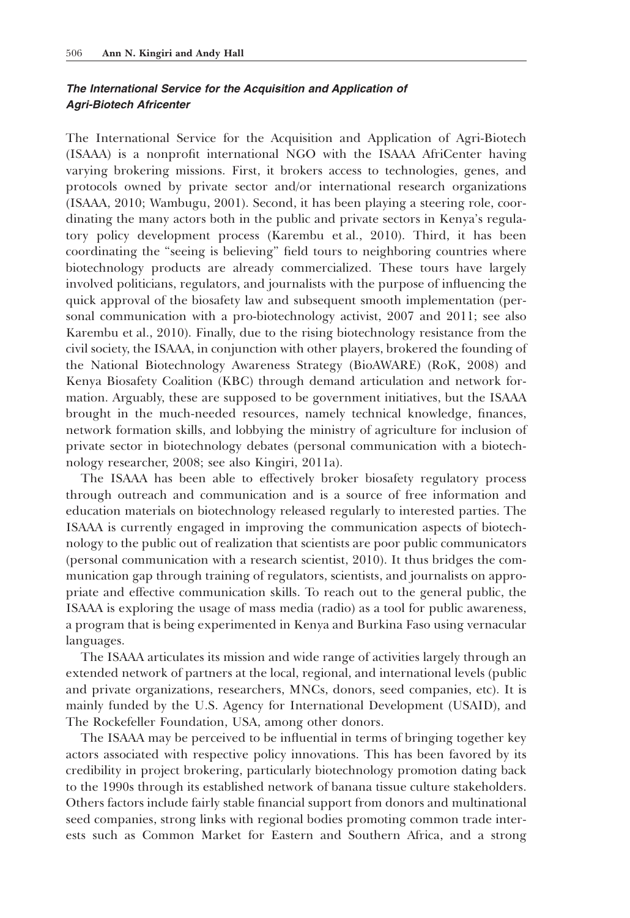### *The International Service for the Acquisition and Application of Agri-Biotech Africenter*

The International Service for the Acquisition and Application of Agri-Biotech (ISAAA) is a nonprofit international NGO with the ISAAA AfriCenter having varying brokering missions. First, it brokers access to technologies, genes, and protocols owned by private sector and/or international research organizations (ISAAA, 2010; Wambugu, 2001). Second, it has been playing a steering role, coordinating the many actors both in the public and private sectors in Kenya's regulatory policy development process (Karembu et al., 2010). Third, it has been coordinating the "seeing is believing" field tours to neighboring countries where biotechnology products are already commercialized. These tours have largely involved politicians, regulators, and journalists with the purpose of influencing the quick approval of the biosafety law and subsequent smooth implementation (personal communication with a pro-biotechnology activist, 2007 and 2011; see also Karembu et al., 2010). Finally, due to the rising biotechnology resistance from the civil society, the ISAAA, in conjunction with other players, brokered the founding of the National Biotechnology Awareness Strategy (BioAWARE) (RoK, 2008) and Kenya Biosafety Coalition (KBC) through demand articulation and network formation. Arguably, these are supposed to be government initiatives, but the ISAAA brought in the much-needed resources, namely technical knowledge, finances, network formation skills, and lobbying the ministry of agriculture for inclusion of private sector in biotechnology debates (personal communication with a biotechnology researcher, 2008; see also Kingiri, 2011a).

The ISAAA has been able to effectively broker biosafety regulatory process through outreach and communication and is a source of free information and education materials on biotechnology released regularly to interested parties. The ISAAA is currently engaged in improving the communication aspects of biotechnology to the public out of realization that scientists are poor public communicators (personal communication with a research scientist, 2010). It thus bridges the communication gap through training of regulators, scientists, and journalists on appropriate and effective communication skills. To reach out to the general public, the ISAAA is exploring the usage of mass media (radio) as a tool for public awareness, a program that is being experimented in Kenya and Burkina Faso using vernacular languages.

The ISAAA articulates its mission and wide range of activities largely through an extended network of partners at the local, regional, and international levels (public and private organizations, researchers, MNCs, donors, seed companies, etc). It is mainly funded by the U.S. Agency for International Development (USAID), and The Rockefeller Foundation, USA, among other donors.

The ISAAA may be perceived to be influential in terms of bringing together key actors associated with respective policy innovations. This has been favored by its credibility in project brokering, particularly biotechnology promotion dating back to the 1990s through its established network of banana tissue culture stakeholders. Others factors include fairly stable financial support from donors and multinational seed companies, strong links with regional bodies promoting common trade interests such as Common Market for Eastern and Southern Africa, and a strong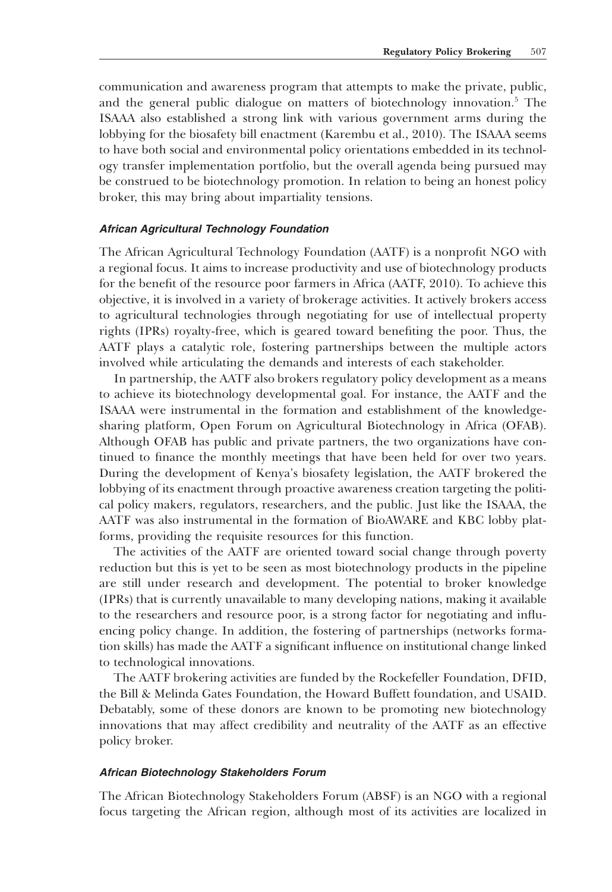communication and awareness program that attempts to make the private, public, and the general public dialogue on matters of biotechnology innovation.[5] The ISAAA also established a strong link with various government arms during the lobbying for the biosafety bill enactment (Karembu et al., 2010). The ISAAA seems to have both social and environmental policy orientations embedded in its technology transfer implementation portfolio, but the overall agenda being pursued may be construed to be biotechnology promotion. In relation to being an honest policy broker, this may bring about impartiality tensions.

### *African Agricultural Technology Foundation*

The African Agricultural Technology Foundation (AATF) is a nonprofit NGO with a regional focus. It aims to increase productivity and use of biotechnology products for the benefit of the resource poor farmers in Africa (AATF, 2010). To achieve this objective, it is involved in a variety of brokerage activities. It actively brokers access to agricultural technologies through negotiating for use of intellectual property rights (IPRs) royalty-free, which is geared toward benefiting the poor. Thus, the AATF plays a catalytic role, fostering partnerships between the multiple actors involved while articulating the demands and interests of each stakeholder.

In partnership, the AATF also brokers regulatory policy development as a means to achieve its biotechnology developmental goal. For instance, the AATF and the ISAAA were instrumental in the formation and establishment of the knowledge-sharing platform, Open Forum on Agricultural Biotechnology in Africa (OFAB). Although OFAB has public and private partners, the two organizations have continued to finance the monthly meetings that have been held for over two years. During the development of Kenya's biosafety legislation, the AATF brokered the lobbying of its enactment through proactive awareness creation targeting the political policy makers, regulators, researchers, and the public. Just like the ISAAA, the AATF was also instrumental in the formation of BioAWARE and KBC lobby platforms, providing the requisite resources for this function.

The activities of the AATF are oriented toward social change through poverty reduction but this is yet to be seen as most biotechnology products in the pipeline are still under research and development. The potential to broker knowledge (IPRs) that is currently unavailable to many developing nations, making it available to the researchers and resource poor, is a strong factor for negotiating and influencing policy change. In addition, the fostering of partnerships (networks formation skills) has made the AATF a significant influence on institutional change linked to technological innovations.

The AATF brokering activities are funded by the Rockefeller Foundation, DFID, the Bill & Melinda Gates Foundation, the Howard Buffett foundation, and USAID. Debatably, some of these donors are known to be promoting new biotechnology innovations that may affect credibility and neutrality of the AATF as an effective policy broker.

### *African Biotechnology Stakeholders Forum*

The African Biotechnology Stakeholders Forum (ABSF) is an NGO with a regional focus targeting the African region, although most of its activities are localized in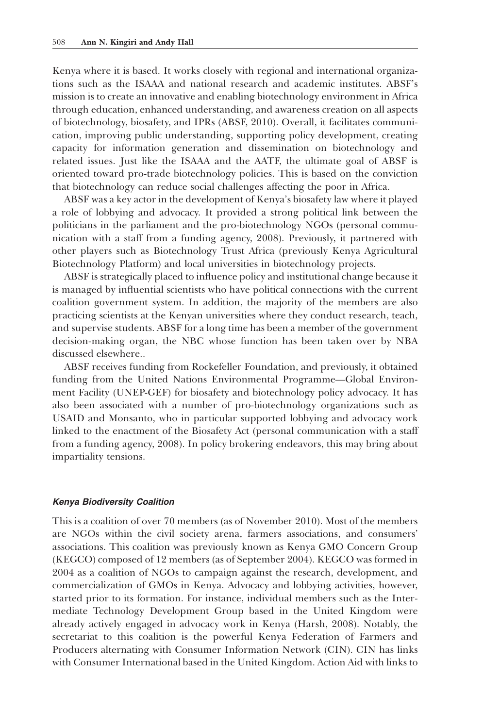Kenya where it is based. It works closely with regional and international organizations such as the ISAAA and national research and academic institutes. ABSF's mission is to create an innovative and enabling biotechnology environment in Africa through education, enhanced understanding, and awareness creation on all aspects of biotechnology, biosafety, and IPRs (ABSF, 2010). Overall, it facilitates communication, improving public understanding, supporting policy development, creating capacity for information generation and dissemination on biotechnology and related issues. Just like the ISAAA and the AATF, the ultimate goal of ABSF is oriented toward pro-trade biotechnology policies. This is based on the conviction that biotechnology can reduce social challenges affecting the poor in Africa.

ABSF was a key actor in the development of Kenya's biosafety law where it played a role of lobbying and advocacy. It provided a strong political link between the politicians in the parliament and the pro-biotechnology NGOs (personal communication with a staff from a funding agency, 2008). Previously, it partnered with other players such as Biotechnology Trust Africa (previously Kenya Agricultural Biotechnology Platform) and local universities in biotechnology projects.

ABSF is strategically placed to influence policy and institutional change because it is managed by influential scientists who have political connections with the current coalition government system. In addition, the majority of the members are also practicing scientists at the Kenyan universities where they conduct research, teach, and supervise students. ABSF for a long time has been a member of the government decision-making organ, the NBC whose function has been taken over by NBA discussed elsewhere..

ABSF receives funding from Rockefeller Foundation, and previously, it obtained funding from the United Nations Environmental Programme—Global Environment Facility (UNEP-GEF) for biosafety and biotechnology policy advocacy. It has also been associated with a number of pro-biotechnology organizations such as USAID and Monsanto, who in particular supported lobbying and advocacy work linked to the enactment of the Biosafety Act (personal communication with a staff from a funding agency, 2008). In policy brokering endeavors, this may bring about impartiality tensions.

#### *Kenya Biodiversity Coalition*

This is a coalition of over 70 members (as of November 2010). Most of the members are NGOs within the civil society arena, farmers associations, and consumers' associations. This coalition was previously known as Kenya GMO Concern Group (KEGCO) composed of 12 members (as of September 2004). KEGCO was formed in 2004 as a coalition of NGOs to campaign against the research, development, and commercialization of GMOs in Kenya. Advocacy and lobbying activities, however, started prior to its formation. For instance, individual members such as the Intermediate Technology Development Group based in the United Kingdom were already actively engaged in advocacy work in Kenya (Harsh, 2008). Notably, the secretariat to this coalition is the powerful Kenya Federation of Farmers and Producers alternating with Consumer Information Network (CIN). CIN has links with Consumer International based in the United Kingdom. Action Aid with links to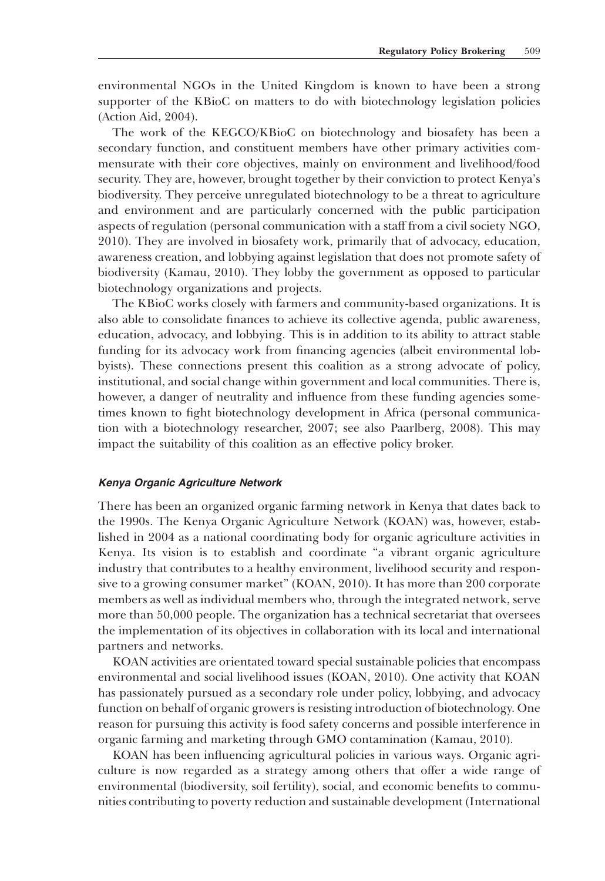environmental NGOs in the United Kingdom is known to have been a strong supporter of the KBioC on matters to do with biotechnology legislation policies (Action Aid, 2004).

The work of the KEGCO/KBioC on biotechnology and biosafety has been a secondary function, and constituent members have other primary activities commensurate with their core objectives, mainly on environment and livelihood/food security. They are, however, brought together by their conviction to protect Kenya's biodiversity. They perceive unregulated biotechnology to be a threat to agriculture and environment and are particularly concerned with the public participation aspects of regulation (personal communication with a staff from a civil society NGO, 2010). They are involved in biosafety work, primarily that of advocacy, education, awareness creation, and lobbying against legislation that does not promote safety of biodiversity (Kamau, 2010). They lobby the government as opposed to particular biotechnology organizations and projects.

The KBioC works closely with farmers and community-based organizations. It is also able to consolidate finances to achieve its collective agenda, public awareness, education, advocacy, and lobbying. This is in addition to its ability to attract stable funding for its advocacy work from financing agencies (albeit environmental lobbyists). These connections present this coalition as a strong advocate of policy, institutional, and social change within government and local communities. There is, however, a danger of neutrality and influence from these funding agencies sometimes known to fight biotechnology development in Africa (personal communication with a biotechnology researcher, 2007; see also Paarlberg, 2008). This may impact the suitability of this coalition as an effective policy broker.

#### *Kenya Organic Agriculture Network*

There has been an organized organic farming network in Kenya that dates back to the 1990s. The Kenya Organic Agriculture Network (KOAN) was, however, established in 2004 as a national coordinating body for organic agriculture activities in Kenya. Its vision is to establish and coordinate "a vibrant organic agriculture industry that contributes to a healthy environment, livelihood security and responsive to a growing consumer market" (KOAN, 2010). It has more than 200 corporate members as well as individual members who, through the integrated network, serve more than 50,000 people. The organization has a technical secretariat that oversees the implementation of its objectives in collaboration with its local and international partners and networks.

KOAN activities are orientated toward special sustainable policies that encompass environmental and social livelihood issues (KOAN, 2010). One activity that KOAN has passionately pursued as a secondary role under policy, lobbying, and advocacy function on behalf of organic growers is resisting introduction of biotechnology. One reason for pursuing this activity is food safety concerns and possible interference in organic farming and marketing through GMO contamination (Kamau, 2010).

KOAN has been influencing agricultural policies in various ways. Organic agriculture is now regarded as a strategy among others that offer a wide range of environmental (biodiversity, soil fertility), social, and economic benefits to communities contributing to poverty reduction and sustainable development (International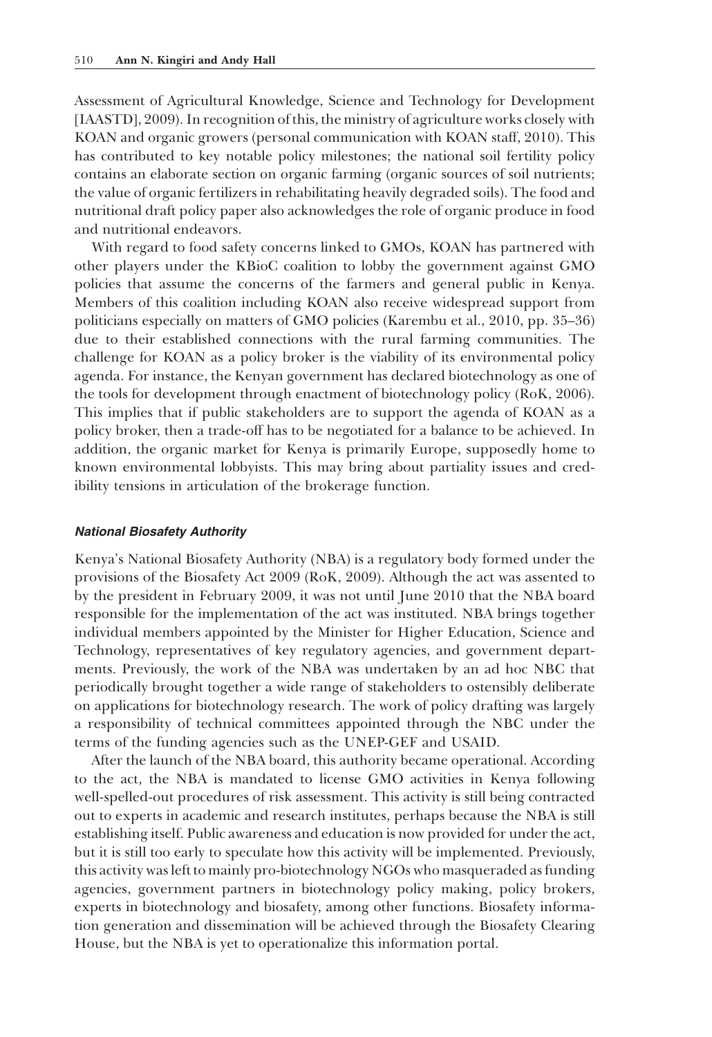Assessment of Agricultural Knowledge, Science and Technology for Development [IAASTD], 2009). In recognition of this, the ministry of agriculture works closely with KOAN and organic growers (personal communication with KOAN staff, 2010). This has contributed to key notable policy milestones; the national soil fertility policy contains an elaborate section on organic farming (organic sources of soil nutrients; the value of organic fertilizers in rehabilitating heavily degraded soils). The food and nutritional draft policy paper also acknowledges the role of organic produce in food and nutritional endeavors.

With regard to food safety concerns linked to GMOs, KOAN has partnered with other players under the KBioC coalition to lobby the government against GMO policies that assume the concerns of the farmers and general public in Kenya. Members of this coalition including KOAN also receive widespread support from politicians especially on matters of GMO policies (Karembu et al., 2010, pp. 35–36) due to their established connections with the rural farming communities. The challenge for KOAN as a policy broker is the viability of its environmental policy agenda. For instance, the Kenyan government has declared biotechnology as one of the tools for development through enactment of biotechnology policy (RoK, 2006). This implies that if public stakeholders are to support the agenda of KOAN as a policy broker, then a trade-off has to be negotiated for a balance to be achieved. In addition, the organic market for Kenya is primarily Europe, supposedly home to known environmental lobbyists. This may bring about partiality issues and credibility tensions in articulation of the brokerage function.

#### *National Biosafety Authority*

Kenya's National Biosafety Authority (NBA) is a regulatory body formed under the provisions of the Biosafety Act 2009 (RoK, 2009). Although the act was assented to by the president in February 2009, it was not until June 2010 that the NBA board responsible for the implementation of the act was instituted. NBA brings together individual members appointed by the Minister for Higher Education, Science and Technology, representatives of key regulatory agencies, and government departments. Previously, the work of the NBA was undertaken by an ad hoc NBC that periodically brought together a wide range of stakeholders to ostensibly deliberate on applications for biotechnology research. The work of policy drafting was largely a responsibility of technical committees appointed through the NBC under the terms of the funding agencies such as the UNEP-GEF and USAID.

After the launch of the NBA board, this authority became operational. According to the act, the NBA is mandated to license GMO activities in Kenya following well-spelled-out procedures of risk assessment. This activity is still being contracted out to experts in academic and research institutes, perhaps because the NBA is still establishing itself. Public awareness and education is now provided for under the act, but it is still too early to speculate how this activity will be implemented. Previously, this activity was left to mainly pro-biotechnology NGOs who masqueraded as funding agencies, government partners in biotechnology policy making, policy brokers, experts in biotechnology and biosafety, among other functions. Biosafety information generation and dissemination will be achieved through the Biosafety Clearing House, but the NBA is yet to operationalize this information portal.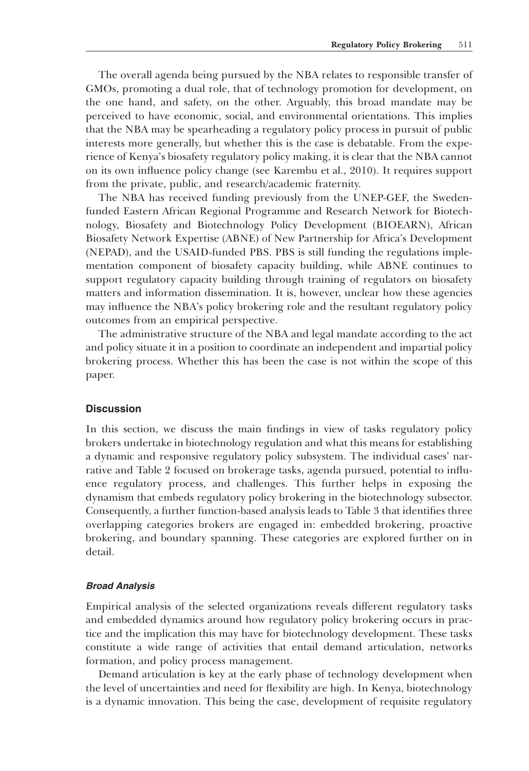The overall agenda being pursued by the NBA relates to responsible transfer of GMOs, promoting a dual role, that of technology promotion for development, on the one hand, and safety, on the other. Arguably, this broad mandate may be perceived to have economic, social, and environmental orientations. This implies that the NBA may be spearheading a regulatory policy process in pursuit of public interests more generally, but whether this is the case is debatable. From the experience of Kenya's biosafety regulatory policy making, it is clear that the NBA cannot on its own influence policy change (see Karembu et al., 2010). It requires support from the private, public, and research/academic fraternity.

The NBA has received funding previously from the UNEP-GEF, the Sweden-funded Eastern African Regional Programme and Research Network for Biotechnology, Biosafety and Biotechnology Policy Development (BIOEARN), African Biosafety Network Expertise (ABNE) of New Partnership for Africa's Development (NEPAD), and the USAID-funded PBS. PBS is still funding the regulations implementation component of biosafety capacity building, while ABNE continues to support regulatory capacity building through training of regulators on biosafety matters and information dissemination. It is, however, unclear how these agencies may influence the NBA's policy brokering role and the resultant regulatory policy outcomes from an empirical perspective.

The administrative structure of the NBA and legal mandate according to the act and policy situate it in a position to coordinate an independent and impartial policy brokering process. Whether this has been the case is not within the scope of this paper.

## Discussion

In this section, we discuss the main findings in view of tasks regulatory policy brokers undertake in biotechnology regulation and what this means for establishing a dynamic and responsive regulatory policy subsystem. The individual cases' narrative and Table 2 focused on brokerage tasks, agenda pursued, potential to influence regulatory process, and challenges. This further helps in exposing the dynamism that embeds regulatory policy brokering in the biotechnology subsector. Consequently, a further function-based analysis leads to Table 3 that identifies three overlapping categories brokers are engaged in: embedded brokering, proactive brokering, and boundary spanning. These categories are explored further on in detail.

### *Broad Analysis*

Empirical analysis of the selected organizations reveals different regulatory tasks and embedded dynamics around how regulatory policy brokering occurs in practice and the implication this may have for biotechnology development. These tasks constitute a wide range of activities that entail demand articulation, networks formation, and policy process management.

Demand articulation is key at the early phase of technology development when the level of uncertainties and need for flexibility are high. In Kenya, biotechnology is a dynamic innovation. This being the case, development of requisite regulatory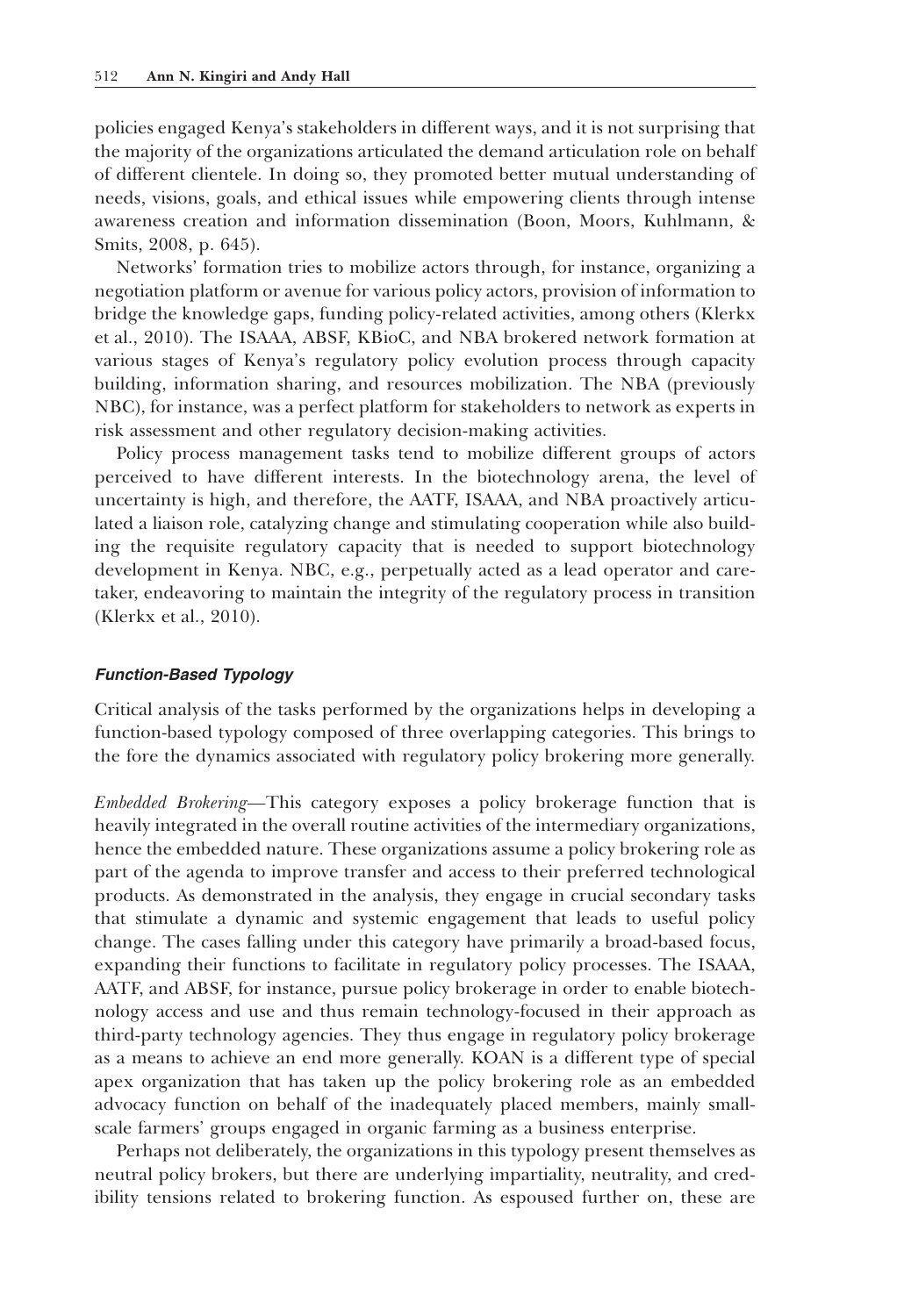policies engaged Kenya's stakeholders in different ways, and it is not surprising that the majority of the organizations articulated the demand articulation role on behalf of different clientele. In doing so, they promoted better mutual understanding of needs, visions, goals, and ethical issues while empowering clients through intense awareness creation and information dissemination (Boon, Moors, Kuhlmann, & Smits, 2008, p. 645).

Networks' formation tries to mobilize actors through, for instance, organizing a negotiation platform or avenue for various policy actors, provision of information to bridge the knowledge gaps, funding policy-related activities, among others (Klerkx et al., 2010). The ISAAA, ABSF, KBioC, and NBA brokered network formation at various stages of Kenya's regulatory policy evolution process through capacity building, information sharing, and resources mobilization. The NBA (previously NBC), for instance, was a perfect platform for stakeholders to network as experts in risk assessment and other regulatory decision-making activities.

Policy process management tasks tend to mobilize different groups of actors perceived to have different interests. In the biotechnology arena, the level of uncertainty is high, and therefore, the AATF, ISAAA, and NBA proactively articulated a liaison role, catalyzing change and stimulating cooperation while also building the requisite regulatory capacity that is needed to support biotechnology development in Kenya. NBC, e.g., perpetually acted as a lead operator and caretaker, endeavoring to maintain the integrity of the regulatory process in transition (Klerkx et al., 2010).

### *Function-Based Typology*

Critical analysis of the tasks performed by the organizations helps in developing a function-based typology composed of three overlapping categories. This brings to the fore the dynamics associated with regulatory policy brokering more generally.

*Embedded Brokering*—This category exposes a policy brokerage function that is heavily integrated in the overall routine activities of the intermediary organizations, hence the embedded nature. These organizations assume a policy brokering role as part of the agenda to improve transfer and access to their preferred technological products. As demonstrated in the analysis, they engage in crucial secondary tasks that stimulate a dynamic and systemic engagement that leads to useful policy change. The cases falling under this category have primarily a broad-based focus, expanding their functions to facilitate in regulatory policy processes. The ISAAA, AATF, and ABSF, for instance, pursue policy brokerage in order to enable biotechnology access and use and thus remain technology-focused in their approach as third-party technology agencies. They thus engage in regulatory policy brokerage as a means to achieve an end more generally. KOAN is a different type of special apex organization that has taken up the policy brokering role as an embedded advocacy function on behalf of the inadequately placed members, mainly small-scale farmers' groups engaged in organic farming as a business enterprise.

Perhaps not deliberately, the organizations in this typology present themselves as neutral policy brokers, but there are underlying impartiality, neutrality, and credibility tensions related to brokering function. As espoused further on, these are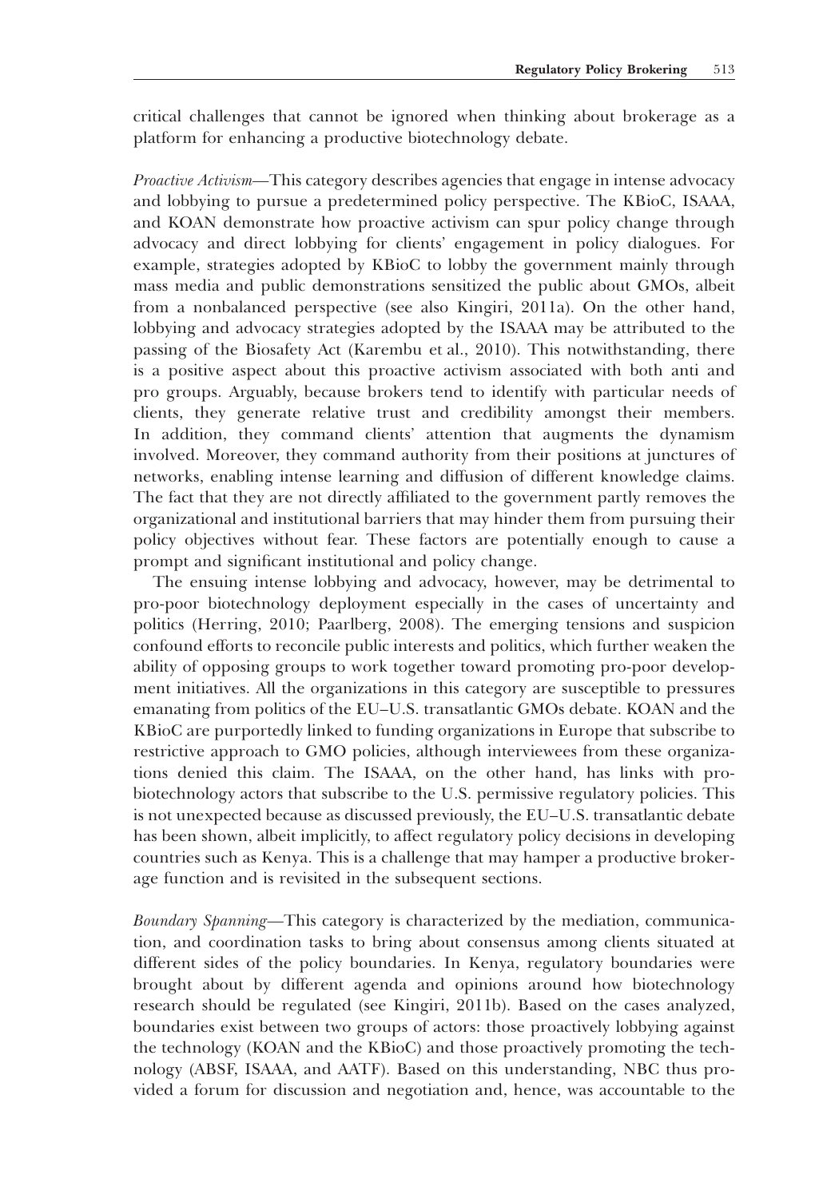critical challenges that cannot be ignored when thinking about brokerage as a platform for enhancing a productive biotechnology debate.

*Proactive Activism*—This category describes agencies that engage in intense advocacy and lobbying to pursue a predetermined policy perspective. The KBioC, ISAAA, and KOAN demonstrate how proactive activism can spur policy change through advocacy and direct lobbying for clients' engagement in policy dialogues. For example, strategies adopted by KBioC to lobby the government mainly through mass media and public demonstrations sensitized the public about GMOs, albeit from a nonbalanced perspective (see also Kingiri, 2011a). On the other hand, lobbying and advocacy strategies adopted by the ISAAA may be attributed to the passing of the Biosafety Act (Karembu et al., 2010). This notwithstanding, there is a positive aspect about this proactive activism associated with both anti and pro groups. Arguably, because brokers tend to identify with particular needs of clients, they generate relative trust and credibility amongst their members. In addition, they command clients' attention that augments the dynamism involved. Moreover, they command authority from their positions at junctures of networks, enabling intense learning and diffusion of different knowledge claims. The fact that they are not directly affiliated to the government partly removes the organizational and institutional barriers that may hinder them from pursuing their policy objectives without fear. These factors are potentially enough to cause a prompt and significant institutional and policy change.

The ensuing intense lobbying and advocacy, however, may be detrimental to pro-poor biotechnology deployment especially in the cases of uncertainty and politics (Herring, 2010; Paarlberg, 2008). The emerging tensions and suspicion confound efforts to reconcile public interests and politics, which further weaken the ability of opposing groups to work together toward promoting pro-poor development initiatives. All the organizations in this category are susceptible to pressures emanating from politics of the EU–U.S. transatlantic GMOs debate. KOAN and the KBioC are purportedly linked to funding organizations in Europe that subscribe to restrictive approach to GMO policies, although interviewees from these organizations denied this claim. The ISAAA, on the other hand, has links with pro-biotechnology actors that subscribe to the U.S. permissive regulatory policies. This is not unexpected because as discussed previously, the EU–U.S. transatlantic debate has been shown, albeit implicitly, to affect regulatory policy decisions in developing countries such as Kenya. This is a challenge that may hamper a productive brokerage function and is revisited in the subsequent sections.

*Boundary Spanning*—This category is characterized by the mediation, communication, and coordination tasks to bring about consensus among clients situated at different sides of the policy boundaries. In Kenya, regulatory boundaries were brought about by different agenda and opinions around how biotechnology research should be regulated (see Kingiri, 2011b). Based on the cases analyzed, boundaries exist between two groups of actors: those proactively lobbying against the technology (KOAN and the KBioC) and those proactively promoting the technology (ABSF, ISAAA, and AATF). Based on this understanding, NBC thus provided a forum for discussion and negotiation and, hence, was accountable to the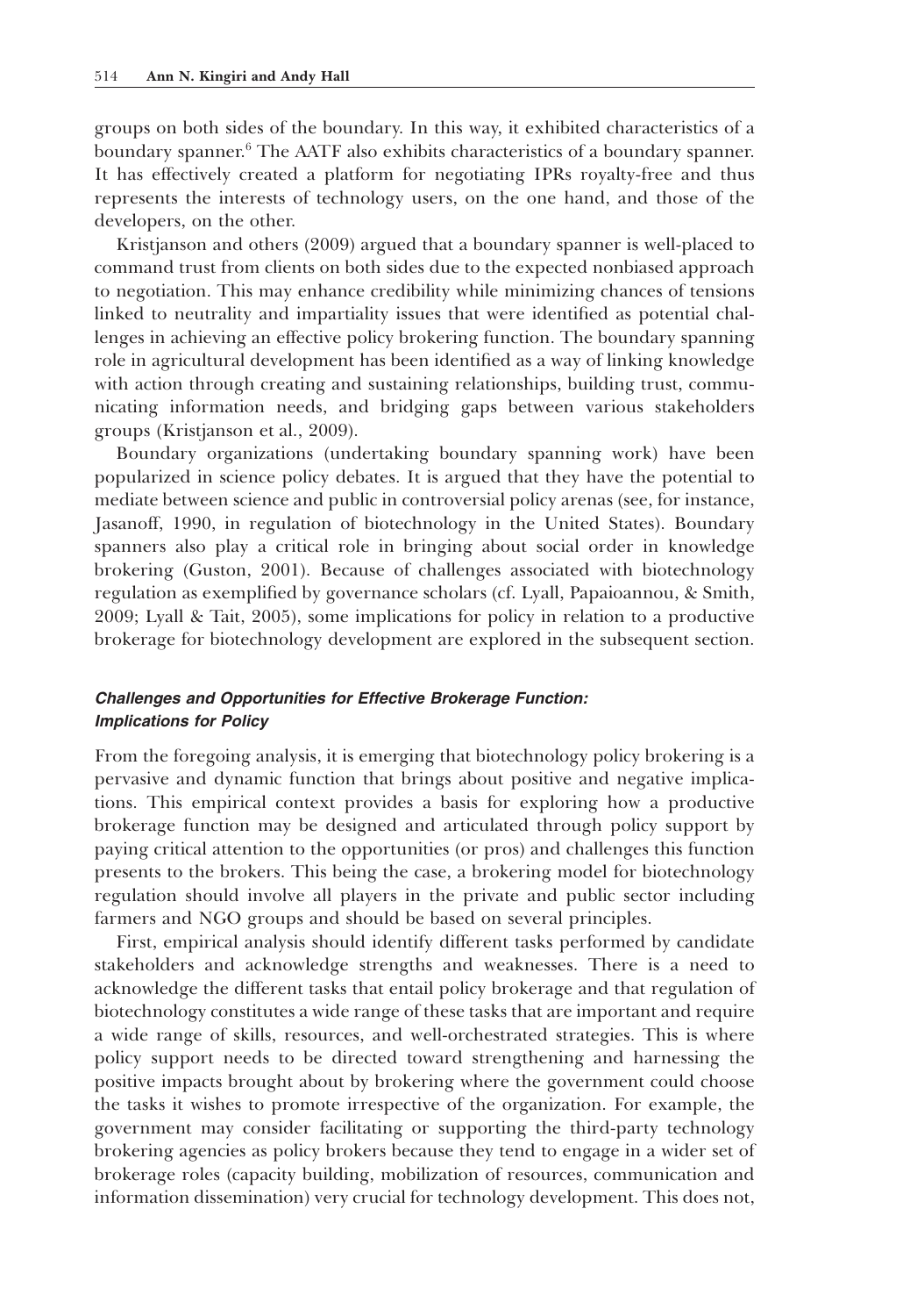groups on both sides of the boundary. In this way, it exhibited characteristics of a boundary spanner.[6] The AATF also exhibits characteristics of a boundary spanner. It has effectively created a platform for negotiating IPRs royalty-free and thus represents the interests of technology users, on the one hand, and those of the developers, on the other.

Kristjanson and others (2009) argued that a boundary spanner is well-placed to command trust from clients on both sides due to the expected nonbiased approach to negotiation. This may enhance credibility while minimizing chances of tensions linked to neutrality and impartiality issues that were identified as potential challenges in achieving an effective policy brokering function. The boundary spanning role in agricultural development has been identified as a way of linking knowledge with action through creating and sustaining relationships, building trust, communicating information needs, and bridging gaps between various stakeholders groups (Kristjanson et al., 2009).

Boundary organizations (undertaking boundary spanning work) have been popularized in science policy debates. It is argued that they have the potential to mediate between science and public in controversial policy arenas (see, for instance, Jasanoff, 1990, in regulation of biotechnology in the United States). Boundary spanners also play a critical role in bringing about social order in knowledge brokering (Guston, 2001). Because of challenges associated with biotechnology regulation as exemplified by governance scholars (cf. Lyall, Papaioannou, & Smith, 2009; Lyall & Tait, 2005), some implications for policy in relation to a productive brokerage for biotechnology development are explored in the subsequent section.

### *Challenges and Opportunities for Effective Brokerage Function: Implications for Policy*

From the foregoing analysis, it is emerging that biotechnology policy brokering is a pervasive and dynamic function that brings about positive and negative implications. This empirical context provides a basis for exploring how a productive brokerage function may be designed and articulated through policy support by paying critical attention to the opportunities (or pros) and challenges this function presents to the brokers. This being the case, a brokering model for biotechnology regulation should involve all players in the private and public sector including farmers and NGO groups and should be based on several principles.

First, empirical analysis should identify different tasks performed by candidate stakeholders and acknowledge strengths and weaknesses. There is a need to acknowledge the different tasks that entail policy brokerage and that regulation of biotechnology constitutes a wide range of these tasks that are important and require a wide range of skills, resources, and well-orchestrated strategies. This is where policy support needs to be directed toward strengthening and harnessing the positive impacts brought about by brokering where the government could choose the tasks it wishes to promote irrespective of the organization. For example, the government may consider facilitating or supporting the third-party technology brokering agencies as policy brokers because they tend to engage in a wider set of brokerage roles (capacity building, mobilization of resources, communication and information dissemination) very crucial for technology development. This does not,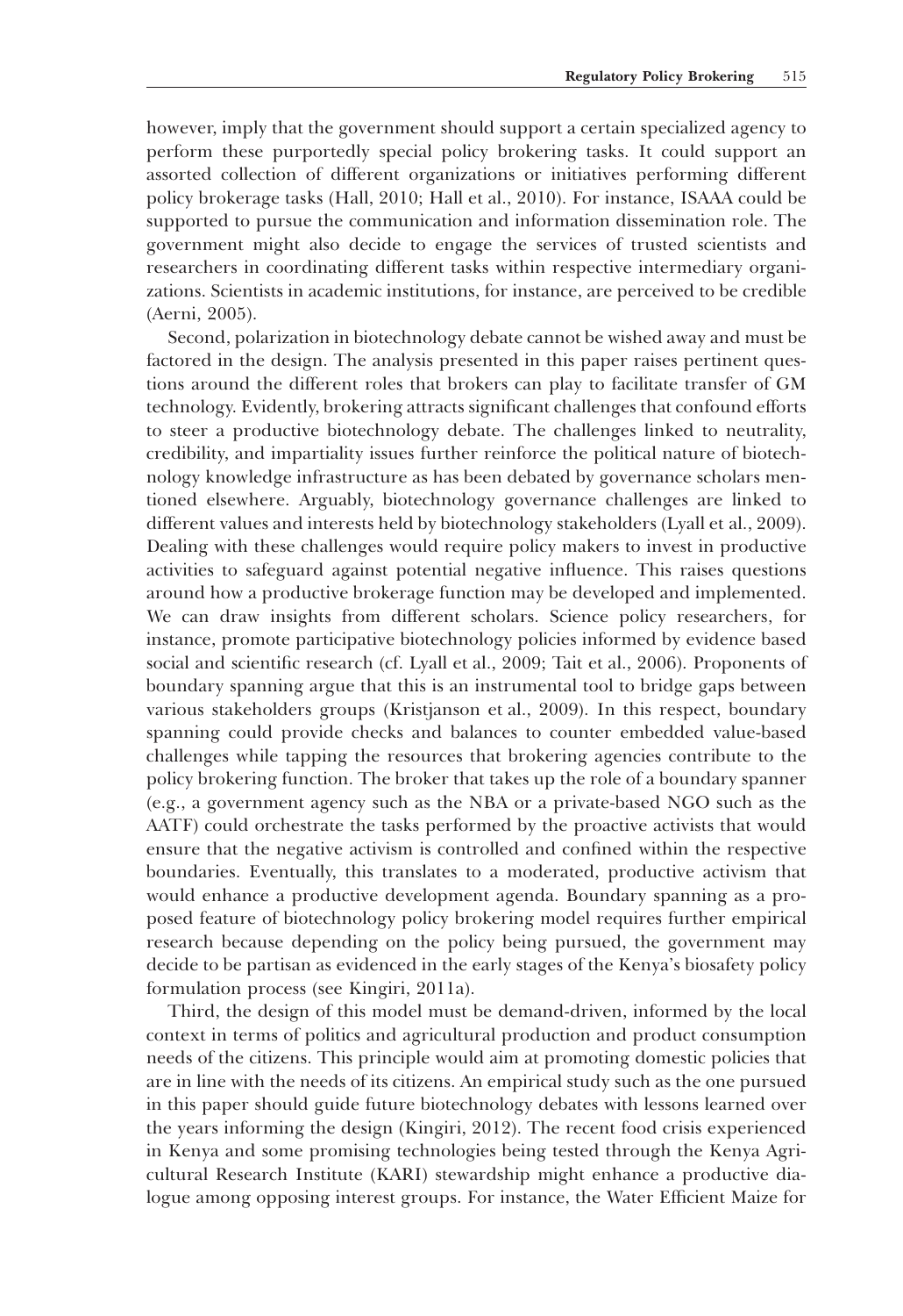however, imply that the government should support a certain specialized agency to perform these purportedly special policy brokering tasks. It could support an assorted collection of different organizations or initiatives performing different policy brokerage tasks (Hall, 2010; Hall et al., 2010). For instance, ISAAA could be supported to pursue the communication and information dissemination role. The government might also decide to engage the services of trusted scientists and researchers in coordinating different tasks within respective intermediary organizations. Scientists in academic institutions, for instance, are perceived to be credible (Aerni, 2005).

Second, polarization in biotechnology debate cannot be wished away and must be factored in the design. The analysis presented in this paper raises pertinent questions around the different roles that brokers can play to facilitate transfer of GM technology. Evidently, brokering attracts significant challenges that confound efforts to steer a productive biotechnology debate. The challenges linked to neutrality, credibility, and impartiality issues further reinforce the political nature of biotechnology knowledge infrastructure as has been debated by governance scholars mentioned elsewhere. Arguably, biotechnology governance challenges are linked to different values and interests held by biotechnology stakeholders (Lyall et al., 2009). Dealing with these challenges would require policy makers to invest in productive activities to safeguard against potential negative influence. This raises questions around how a productive brokerage function may be developed and implemented. We can draw insights from different scholars. Science policy researchers, for instance, promote participative biotechnology policies informed by evidence based social and scientific research (cf. Lyall et al., 2009; Tait et al., 2006). Proponents of boundary spanning argue that this is an instrumental tool to bridge gaps between various stakeholders groups (Kristjanson et al., 2009). In this respect, boundary spanning could provide checks and balances to counter embedded value-based challenges while tapping the resources that brokering agencies contribute to the policy brokering function. The broker that takes up the role of a boundary spanner (e.g., a government agency such as the NBA or a private-based NGO such as the AATF) could orchestrate the tasks performed by the proactive activists that would ensure that the negative activism is controlled and confined within the respective boundaries. Eventually, this translates to a moderated, productive activism that would enhance a productive development agenda. Boundary spanning as a proposed feature of biotechnology policy brokering model requires further empirical research because depending on the policy being pursued, the government may decide to be partisan as evidenced in the early stages of the Kenya's biosafety policy formulation process (see Kingiri, 2011a).

Third, the design of this model must be demand-driven, informed by the local context in terms of politics and agricultural production and product consumption needs of the citizens. This principle would aim at promoting domestic policies that are in line with the needs of its citizens. An empirical study such as the one pursued in this paper should guide future biotechnology debates with lessons learned over the years informing the design (Kingiri, 2012). The recent food crisis experienced in Kenya and some promising technologies being tested through the Kenya Agricultural Research Institute (KARI) stewardship might enhance a productive dialogue among opposing interest groups. For instance, the Water Efficient Maize for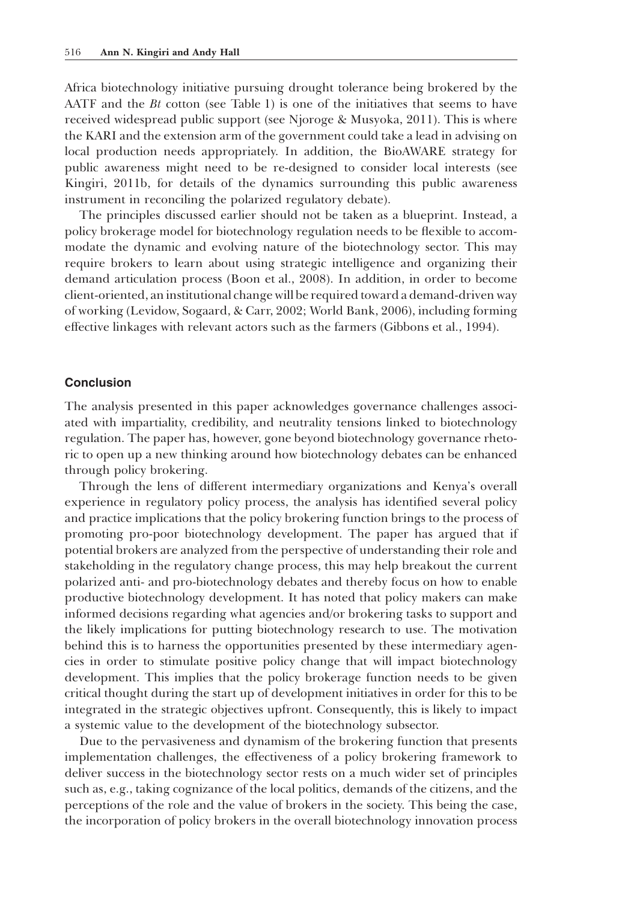Africa biotechnology initiative pursuing drought tolerance being brokered by the AATF and the *Bt* cotton (see Table 1) is one of the initiatives that seems to have received widespread public support (see Njoroge & Musyoka, 2011). This is where the KARI and the extension arm of the government could take a lead in advising on local production needs appropriately. In addition, the BioAWARE strategy for public awareness might need to be re-designed to consider local interests (see Kingiri, 2011b, for details of the dynamics surrounding this public awareness instrument in reconciling the polarized regulatory debate).

The principles discussed earlier should not be taken as a blueprint. Instead, a policy brokerage model for biotechnology regulation needs to be flexible to accommodate the dynamic and evolving nature of the biotechnology sector. This may require brokers to learn about using strategic intelligence and organizing their demand articulation process (Boon et al., 2008). In addition, in order to become client-oriented, an institutional change will be required toward a demand-driven way of working (Levidow, Sogaard, & Carr, 2002; World Bank, 2006), including forming effective linkages with relevant actors such as the farmers (Gibbons et al., 1994).

## Conclusion

The analysis presented in this paper acknowledges governance challenges associated with impartiality, credibility, and neutrality tensions linked to biotechnology regulation. The paper has, however, gone beyond biotechnology governance rhetoric to open up a new thinking around how biotechnology debates can be enhanced through policy brokering.

Through the lens of different intermediary organizations and Kenya's overall experience in regulatory policy process, the analysis has identified several policy and practice implications that the policy brokering function brings to the process of promoting pro-poor biotechnology development. The paper has argued that if potential brokers are analyzed from the perspective of understanding their role and stakeholding in the regulatory change process, this may help breakout the current polarized anti- and pro-biotechnology debates and thereby focus on how to enable productive biotechnology development. It has noted that policy makers can make informed decisions regarding what agencies and/or brokering tasks to support and the likely implications for putting biotechnology research to use. The motivation behind this is to harness the opportunities presented by these intermediary agencies in order to stimulate positive policy change that will impact biotechnology development. This implies that the policy brokerage function needs to be given critical thought during the start up of development initiatives in order for this to be integrated in the strategic objectives upfront. Consequently, this is likely to impact a systemic value to the development of the biotechnology subsector.

Due to the pervasiveness and dynamism of the brokering function that presents implementation challenges, the effectiveness of a policy brokering framework to deliver success in the biotechnology sector rests on a much wider set of principles such as, e.g., taking cognizance of the local politics, demands of the citizens, and the perceptions of the role and the value of brokers in the society. This being the case, the incorporation of policy brokers in the overall biotechnology innovation process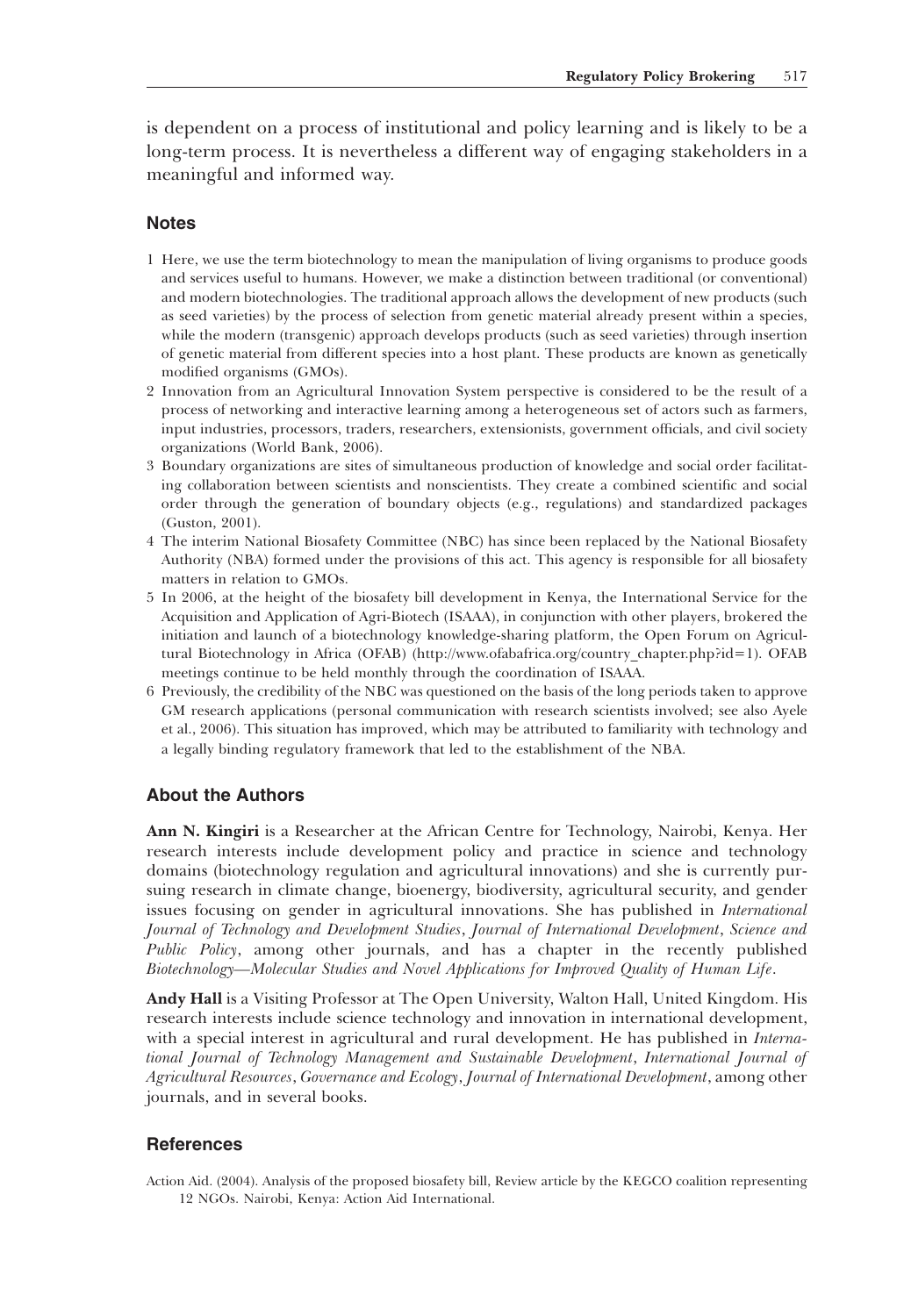is dependent on a process of institutional and policy learning and is likely to be a long-term process. It is nevertheless a different way of engaging stakeholders in a meaningful and informed way.

## Notes

1. Here, we use the term biotechnology to mean the manipulation of living organisms to produce goods and services useful to humans. However, we make a distinction between traditional (or conventional) and modern biotechnologies. The traditional approach allows the development of new products (such as seed varieties) by the process of selection from genetic material already present within a species, while the modern (transgenic) approach develops products (such as seed varieties) through insertion of genetic material from different species into a host plant. These products are known as genetically modified organisms (GMOs).
2. Innovation from an Agricultural Innovation System perspective is considered to be the result of a process of networking and interactive learning among a heterogeneous set of actors such as farmers, input industries, processors, traders, researchers, extensionists, government officials, and civil society organizations (World Bank, 2006).
3. Boundary organizations are sites of simultaneous production of knowledge and social order facilitating collaboration between scientists and nonscientists. They create a combined scientific and social order through the generation of boundary objects (e.g., regulations) and standardized packages (Guston, 2001).
4. The interim National Biosafety Committee (NBC) has since been replaced by the National Biosafety Authority (NBA) formed under the provisions of this act. This agency is responsible for all biosafety matters in relation to GMOs.
5. In 2006, at the height of the biosafety bill development in Kenya, the International Service for the Acquisition and Application of Agri-Biotech (ISAAA), in conjunction with other players, brokered the initiation and launch of a biotechnology knowledge-sharing platform, the Open Forum on Agricultural Biotechnology in Africa (OFAB) (http://www.ofabafrica.org/country_chapter.php?id=1). OFAB meetings continue to be held monthly through the coordination of ISAAA.
6. Previously, the credibility of the NBC was questioned on the basis of the long periods taken to approve GM research applications (personal communication with research scientists involved; see also Ayele et al., 2006). This situation has improved, which may be attributed to familiarity with technology and a legally binding regulatory framework that led to the establishment of the NBA.

## About the Authors

**Ann N. Kingiri** is a Researcher at the African Centre for Technology, Nairobi, Kenya. Her research interests include development policy and practice in science and technology domains (biotechnology regulation and agricultural innovations) and she is currently pursuing research in climate change, bioenergy, biodiversity, agricultural security, and gender issues focusing on gender in agricultural innovations. She has published in *International Journal of Technology and Development Studies*, *Journal of International Development*, *Science and Public Policy*, among other journals, and has a chapter in the recently published *Biotechnology—Molecular Studies and Novel Applications for Improved Quality of Human Life*.

**Andy Hall** is a Visiting Professor at The Open University, Walton Hall, United Kingdom. His research interests include science technology and innovation in international development, with a special interest in agricultural and rural development. He has published in *International Journal of Technology Management and Sustainable Development*, *International Journal of Agricultural Resources*, *Governance and Ecology*, *Journal of International Development*, among other journals, and in several books.

## References

Action Aid. (2004). Analysis of the proposed biosafety bill, Review article by the KEGCO coalition representing 12 NGOs. Nairobi, Kenya: Action Aid International.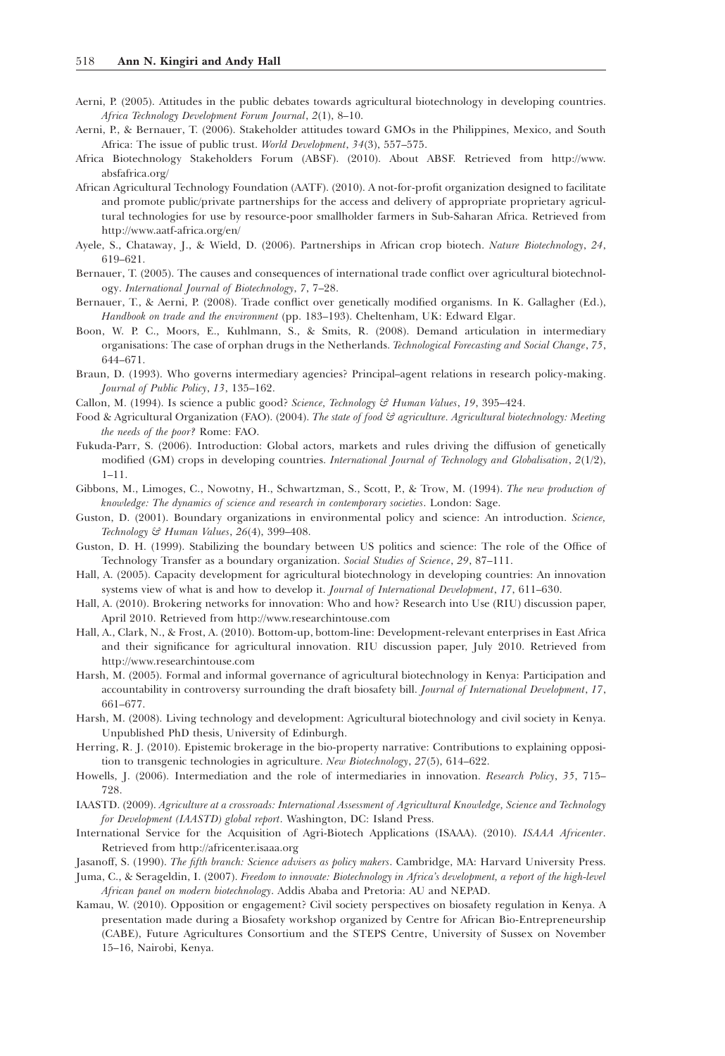Aerni, P. (2005). Attitudes in the public debates towards agricultural biotechnology in developing countries. *Africa Technology Development Forum Journal*, *2*(1), 8–10.

Aerni, P., & Bernauer, T. (2006). Stakeholder attitudes toward GMOs in the Philippines, Mexico, and South Africa: The issue of public trust. *World Development*, *34*(3), 557–575.

Africa Biotechnology Stakeholders Forum (ABSF). (2010). About ABSF. Retrieved from http://www.absfafrica.org/

African Agricultural Technology Foundation (AATF). (2010). A not-for-profit organization designed to facilitate and promote public/private partnerships for the access and delivery of appropriate proprietary agricultural technologies for use by resource-poor smallholder farmers in Sub-Saharan Africa. Retrieved from http://www.aatf-africa.org/en/

Ayele, S., Chataway, J., & Wield, D. (2006). Partnerships in African crop biotech. *Nature Biotechnology*, *24*, 619–621.

Bernauer, T. (2005). The causes and consequences of international trade conflict over agricultural biotechnology. *International Journal of Biotechnology*, *7*, 7–28.

Bernauer, T., & Aerni, P. (2008). Trade conflict over genetically modified organisms. In K. Gallagher (Ed.), *Handbook on trade and the environment* (pp. 183–193). Cheltenham, UK: Edward Elgar.

Boon, W. P. C., Moors, E., Kuhlmann, S., & Smits, R. (2008). Demand articulation in intermediary organisations: The case of orphan drugs in the Netherlands. *Technological Forecasting and Social Change*, *75*, 644–671.

Braun, D. (1993). Who governs intermediary agencies? Principal–agent relations in research policy-making. *Journal of Public Policy*, *13*, 135–162.

Callon, M. (1994). Is science a public good? *Science, Technology & Human Values*, *19*, 395–424.

Food & Agricultural Organization (FAO). (2004). *The state of food & agriculture. Agricultural biotechnology: Meeting the needs of the poor?* Rome: FAO.

Fukuda-Parr, S. (2006). Introduction: Global actors, markets and rules driving the diffusion of genetically modified (GM) crops in developing countries. *International Journal of Technology and Globalisation*, *2*(1/2), 1–11.

Gibbons, M., Limoges, C., Nowotny, H., Schwartzman, S., Scott, P., & Trow, M. (1994). *The new production of knowledge: The dynamics of science and research in contemporary societies*. London: Sage.

Guston, D. (2001). Boundary organizations in environmental policy and science: An introduction. *Science, Technology & Human Values*, *26*(4), 399–408.

Guston, D. H. (1999). Stabilizing the boundary between US politics and science: The role of the Office of Technology Transfer as a boundary organization. *Social Studies of Science*, *29*, 87–111.

Hall, A. (2005). Capacity development for agricultural biotechnology in developing countries: An innovation systems view of what is and how to develop it. *Journal of International Development*, *17*, 611–630.

Hall, A. (2010). Brokering networks for innovation: Who and how? Research into Use (RIU) discussion paper, April 2010. Retrieved from http://www.researchintouse.com

Hall, A., Clark, N., & Frost, A. (2010). Bottom-up, bottom-line: Development-relevant enterprises in East Africa and their significance for agricultural innovation. RIU discussion paper, July 2010. Retrieved from http://www.researchintouse.com

Harsh, M. (2005). Formal and informal governance of agricultural biotechnology in Kenya: Participation and accountability in controversy surrounding the draft biosafety bill. *Journal of International Development*, *17*, 661–677.

Harsh, M. (2008). Living technology and development: Agricultural biotechnology and civil society in Kenya. Unpublished PhD thesis, University of Edinburgh.

Herring, R. J. (2010). Epistemic brokerage in the bio-property narrative: Contributions to explaining opposition to transgenic technologies in agriculture. *New Biotechnology*, *27*(5), 614–622.

Howells, J. (2006). Intermediation and the role of intermediaries in innovation. *Research Policy*, *35*, 715–728.

IAASTD. (2009). *Agriculture at a crossroads: International Assessment of Agricultural Knowledge, Science and Technology for Development (IAASTD) global report*. Washington, DC: Island Press.

International Service for the Acquisition of Agri-Biotech Applications (ISAAA). (2010). *ISAAA Africenter*. Retrieved from http://africenter.isaaa.org

Jasanoff, S. (1990). *The fifth branch: Science advisers as policy makers*. Cambridge, MA: Harvard University Press.

Juma, C., & Serageldin, I. (2007). *Freedom to innovate: Biotechnology in Africa's development, a report of the high-level African panel on modern biotechnology*. Addis Ababa and Pretoria: AU and NEPAD.

Kamau, W. (2010). Opposition or engagement? Civil society perspectives on biosafety regulation in Kenya. A presentation made during a Biosafety workshop organized by Centre for African Bio-Entrepreneurship (CABE), Future Agricultures Consortium and the STEPS Centre, University of Sussex on November 15–16, Nairobi, Kenya.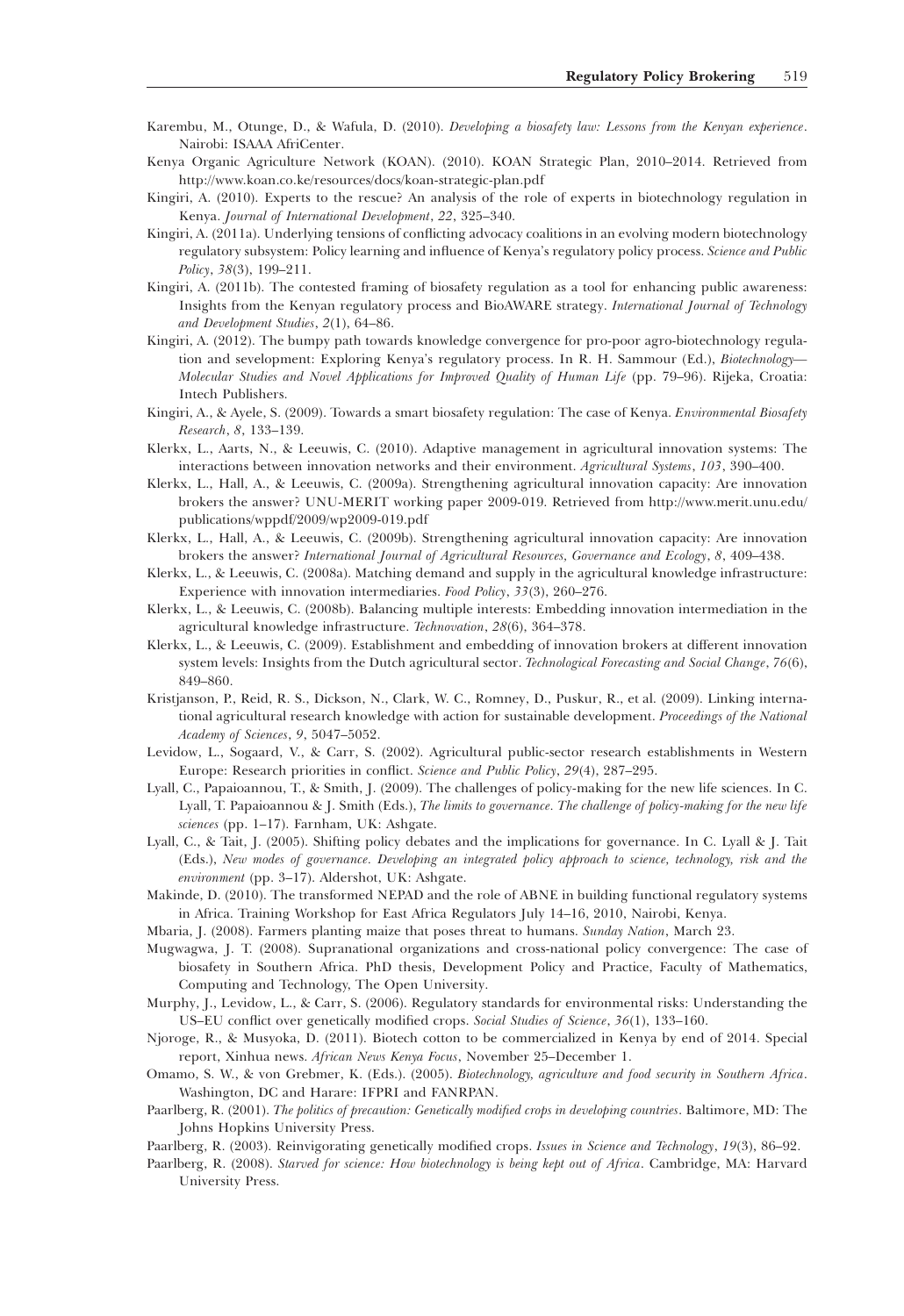Karembu, M., Otunge, D., & Wafula, D. (2010). *Developing a biosafety law: Lessons from the Kenyan experience*. Nairobi: ISAAA AfriCenter.

Kenya Organic Agriculture Network (KOAN). (2010). KOAN Strategic Plan, 2010–2014. Retrieved from http://www.koan.co.ke/resources/docs/koan-strategic-plan.pdf

Kingiri, A. (2010). Experts to the rescue? An analysis of the role of experts in biotechnology regulation in Kenya. *Journal of International Development*, *22*, 325–340.

Kingiri, A. (2011a). Underlying tensions of conflicting advocacy coalitions in an evolving modern biotechnology regulatory subsystem: Policy learning and influence of Kenya's regulatory policy process. *Science and Public Policy*, *38*(3), 199–211.

Kingiri, A. (2011b). The contested framing of biosafety regulation as a tool for enhancing public awareness: Insights from the Kenyan regulatory process and BioAWARE strategy. *International Journal of Technology and Development Studies*, *2*(1), 64–86.

Kingiri, A. (2012). The bumpy path towards knowledge convergence for pro-poor agro-biotechnology regulation and sevelopment: Exploring Kenya's regulatory process. In R. H. Sammour (Ed.), *Biotechnology—Molecular Studies and Novel Applications for Improved Quality of Human Life* (pp. 79–96). Rijeka, Croatia: Intech Publishers.

Kingiri, A., & Ayele, S. (2009). Towards a smart biosafety regulation: The case of Kenya. *Environmental Biosafety Research*, *8*, 133–139.

Klerkx, L., Aarts, N., & Leeuwis, C. (2010). Adaptive management in agricultural innovation systems: The interactions between innovation networks and their environment. *Agricultural Systems*, *103*, 390–400.

Klerkx, L., Hall, A., & Leeuwis, C. (2009a). Strengthening agricultural innovation capacity: Are innovation brokers the answer? UNU-MERIT working paper 2009-019. Retrieved from http://www.merit.unu.edu/publications/wppdf/2009/wp2009-019.pdf

Klerkx, L., Hall, A., & Leeuwis, C. (2009b). Strengthening agricultural innovation capacity: Are innovation brokers the answer? *International Journal of Agricultural Resources, Governance and Ecology*, *8*, 409–438.

Klerkx, L., & Leeuwis, C. (2008a). Matching demand and supply in the agricultural knowledge infrastructure: Experience with innovation intermediaries. *Food Policy*, *33*(3), 260–276.

Klerkx, L., & Leeuwis, C. (2008b). Balancing multiple interests: Embedding innovation intermediation in the agricultural knowledge infrastructure. *Technovation*, *28*(6), 364–378.

Klerkx, L., & Leeuwis, C. (2009). Establishment and embedding of innovation brokers at different innovation system levels: Insights from the Dutch agricultural sector. *Technological Forecasting and Social Change*, *76*(6), 849–860.

Kristjanson, P., Reid, R. S., Dickson, N., Clark, W. C., Romney, D., Puskur, R., et al. (2009). Linking international agricultural research knowledge with action for sustainable development. *Proceedings of the National Academy of Sciences*, *9*, 5047–5052.

Levidow, L., Sogaard, V., & Carr, S. (2002). Agricultural public-sector research establishments in Western Europe: Research priorities in conflict. *Science and Public Policy*, *29*(4), 287–295.

Lyall, C., Papaioannou, T., & Smith, J. (2009). The challenges of policy-making for the new life sciences. In C. Lyall, T. Papaioannou & J. Smith (Eds.), *The limits to governance. The challenge of policy-making for the new life sciences* (pp. 1–17). Farnham, UK: Ashgate.

Lyall, C., & Tait, J. (2005). Shifting policy debates and the implications for governance. In C. Lyall & J. Tait (Eds.), *New modes of governance. Developing an integrated policy approach to science, technology, risk and the environment* (pp. 3–17). Aldershot, UK: Ashgate.

Makinde, D. (2010). The transformed NEPAD and the role of ABNE in building functional regulatory systems in Africa. Training Workshop for East Africa Regulators July 14–16, 2010, Nairobi, Kenya.

Mbaria, J. (2008). Farmers planting maize that poses threat to humans. *Sunday Nation*, March 23.

Mugwagwa, J. T. (2008). Supranational organizations and cross-national policy convergence: The case of biosafety in Southern Africa. PhD thesis, Development Policy and Practice, Faculty of Mathematics, Computing and Technology, The Open University.

Murphy, J., Levidow, L., & Carr, S. (2006). Regulatory standards for environmental risks: Understanding the US–EU conflict over genetically modified crops. *Social Studies of Science*, *36*(1), 133–160.

Njoroge, R., & Musyoka, D. (2011). Biotech cotton to be commercialized in Kenya by end of 2014. Special report, Xinhua news. *African News Kenya Focus*, November 25–December 1.

Omamo, S. W., & von Grebmer, K. (Eds.). (2005). *Biotechnology, agriculture and food security in Southern Africa*. Washington, DC and Harare: IFPRI and FANRPAN.

Paarlberg, R. (2001). *The politics of precaution: Genetically modified crops in developing countries*. Baltimore, MD: The Johns Hopkins University Press.

Paarlberg, R. (2003). Reinvigorating genetically modified crops. *Issues in Science and Technology*, *19*(3), 86–92.

Paarlberg, R. (2008). *Starved for science: How biotechnology is being kept out of Africa*. Cambridge, MA: Harvard University Press.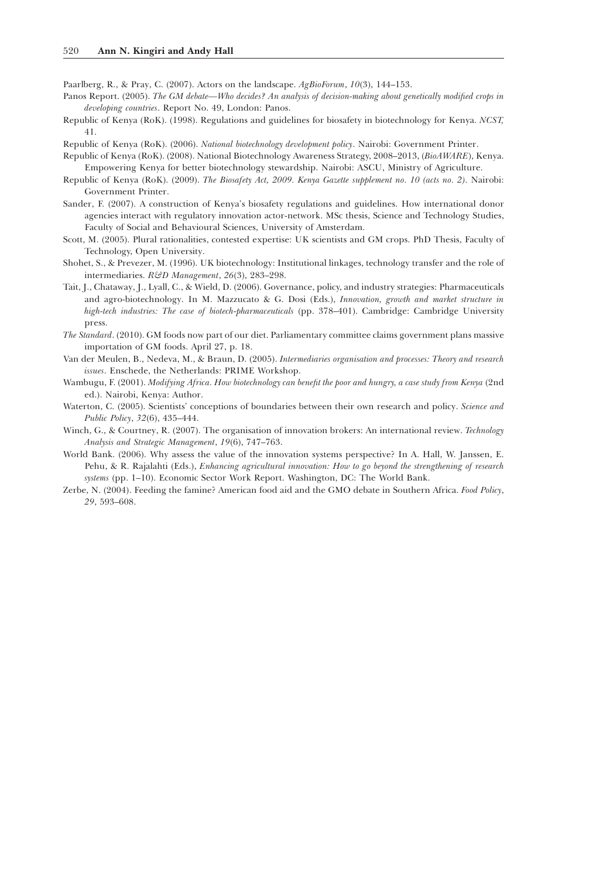Paarlberg, R., & Pray, C. (2007). Actors on the landscape. *AgBioForum*, *10*(3), 144–153.

Panos Report. (2005). *The GM debate—Who decides? An analysis of decision-making about genetically modified crops in developing countries*. Report No. 49, London: Panos.

Republic of Kenya (RoK). (1998). Regulations and guidelines for biosafety in biotechnology for Kenya. *NCST*, 41.

Republic of Kenya (RoK). (2006). *National biotechnology development policy*. Nairobi: Government Printer.

Republic of Kenya (RoK). (2008). National Biotechnology Awareness Strategy, 2008–2013, (*BioAWARE*), Kenya. Empowering Kenya for better biotechnology stewardship. Nairobi: ASCU, Ministry of Agriculture.

Republic of Kenya (RoK). (2009). *The Biosafety Act, 2009. Kenya Gazette supplement no. 10 (acts no. 2)*. Nairobi: Government Printer.

Sander, F. (2007). A construction of Kenya's biosafety regulations and guidelines. How international donor agencies interact with regulatory innovation actor-network. MSc thesis, Science and Technology Studies, Faculty of Social and Behavioural Sciences, University of Amsterdam.

Scott, M. (2005). Plural rationalities, contested expertise: UK scientists and GM crops. PhD Thesis, Faculty of Technology, Open University.

Shohet, S., & Prevezer, M. (1996). UK biotechnology: Institutional linkages, technology transfer and the role of intermediaries. *R&D Management*, *26*(3), 283–298.

Tait, J., Chataway, J., Lyall, C., & Wield, D. (2006). Governance, policy, and industry strategies: Pharmaceuticals and agro-biotechnology. In M. Mazzucato & G. Dosi (Eds.), *Innovation, growth and market structure in high-tech industries: The case of biotech-pharmaceuticals* (pp. 378–401). Cambridge: Cambridge University press.

*The Standard*. (2010). GM foods now part of our diet. Parliamentary committee claims government plans massive importation of GM foods. April 27, p. 18.

Van der Meulen, B., Nedeva, M., & Braun, D. (2005). *Intermediaries organisation and processes: Theory and research issues*. Enschede, the Netherlands: PRIME Workshop.

Wambugu, F. (2001). *Modifying Africa. How biotechnology can benefit the poor and hungry, a case study from Kenya* (2nd ed.). Nairobi, Kenya: Author.

Waterton, C. (2005). Scientists' conceptions of boundaries between their own research and policy. *Science and Public Policy*, *32*(6), 435–444.

Winch, G., & Courtney, R. (2007). The organisation of innovation brokers: An international review. *Technology Analysis and Strategic Management*, *19*(6), 747–763.

World Bank. (2006). Why assess the value of the innovation systems perspective? In A. Hall, W. Janssen, E. Pehu, & R. Rajalahti (Eds.), *Enhancing agricultural innovation: How to go beyond the strengthening of research systems* (pp. 1–10). Economic Sector Work Report. Washington, DC: The World Bank.

Zerbe, N. (2004). Feeding the famine? American food aid and the GMO debate in Southern Africa. *Food Policy*, *29*, 593–608.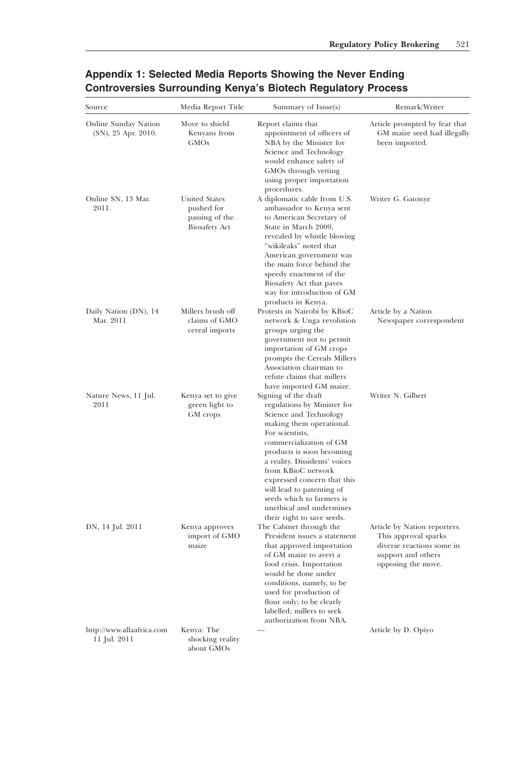## Appendix 1: Selected Media Reports Showing the Never Ending Controversies Surrounding Kenya's Biotech Regulatory Process

| Source | Media Report Title | Summary of Issue(s) | Remark/Writer |
|---|---|---|---|
| Online Sunday Nation (SN), 25 Apr. 2010. | Move to shield Kenyans from GMOs | Report claims that appointment of officers of NBA by the Minister for Science and Technology would enhance safety of GMOs through vetting using proper importation procedures. | Article prompted by fear that GM maize seed had illegally been imported. |
| Online SN, 13 Mar. 2011. | United States pushed for passing of the Biosafety Act | A diplomatic cable from U.S. ambassador to Kenya sent to American Secretary of State in March 2009, revealed by whistle blowing "wikileaks" noted that American government was the main force behind the speedy enactment of the Biosafety Act that paves way for introduction of GM products in Kenya. | Writer G. Gatonye |
| Daily Nation (DN), 14 Mar. 2011 | Millers brush off claims of GMO cereal imports | Protests in Nairobi by KBioC network & Unga revolution groups urging the government not to permit importation of GM crops prompts the Cereals Millers Association chairman to refute claims that millers have imported GM maize. | Article by a Nation Newspaper correspondent |
| Nature News, 11 Jul. 2011 | Kenya set to give green light to GM crops | Signing of the draft regulations by Minister for Science and Technology making them operational. For scientists, commercialization of GM products is soon becoming a reality. Dissidents' voices from KBioC network expressed concern that this will lead to patenting of seeds which to farmers is unethical and undermines their right to save seeds. | Writer N. Gilbert |
| DN, 14 Jul. 2011 | Kenya approves import of GMO maize | The Cabinet through the President issues a statement that approved importation of GM maize to avert a food crisis. Importation would be done under conditions, namely, to be used for production of flour only; to be clearly labelled; millers to seek authorization from NBA. | Article by Nation reporters. This approval sparks diverse reactions some in support and others opposing the move. |
| http://www.allaafrica.com 11 Jul. 2011 | Kenya: The shocking reality about GMOs | — | Article by D. Opiyo |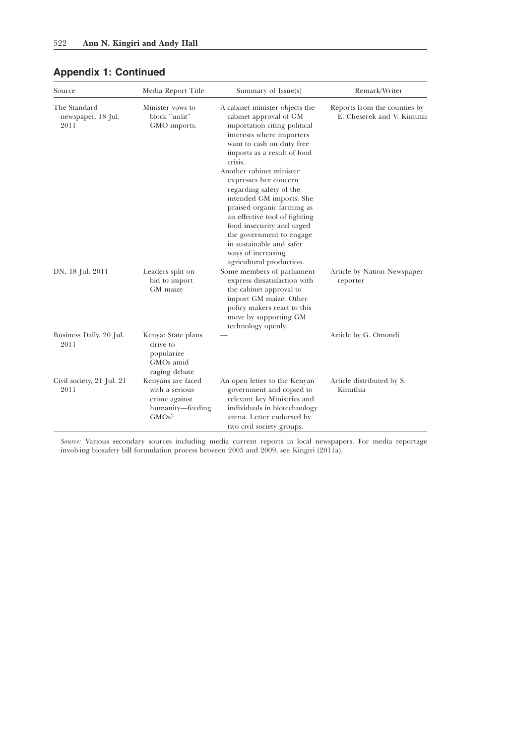## Appendix 1: Continued

| Source | Media Report Title | Summary of Issue(s) | Remark/Writer |
|---|---|---|---|
| The Standard newspaper, 18 Jul. 2011 | Minister vows to block "unfit" GMO imports. | A cabinet minister objects the cabinet approval of GM importation citing political interests where importers want to cash on duty free imports as a result of food crisis. Another cabinet minister expresses her concern regarding safety of the intended GM imports. She praised organic farming as an effective tool of fighting food insecurity and urged the government to engage in sustainable and safer ways of increasing agricultural production. | Reports from the counties by E. Cheserek and V. Kimutai |
| DN, 18 Jul. 2011 | Leaders split on bid to import GM maize | Some members of parliament express dissatisfaction with the cabinet approval to import GM maize. Other policy makers react to this move by supporting GM technology openly. | Article by Nation Newspaper reporter |
| Business Daily, 20 Jul. 2011 | Kenya: State plans drive to popularize GMOs amid raging debate | — | Article by G. Omondi |
| Civil society, 21 Jul. 21 2011 | Kenyans are faced with a serious crime against humanity—feeding GMOs? | An open letter to the Kenyan government and copied to relevant key Ministries and individuals in biotechnology arena. Letter endorsed by two civil society groups. | Article distributed by S. Kinuthia |

*Source:* Various secondary sources including media current reports in local newspapers. For media reportage involving biosafety bill formulation process between 2005 and 2009, see Kingiri (2011a).